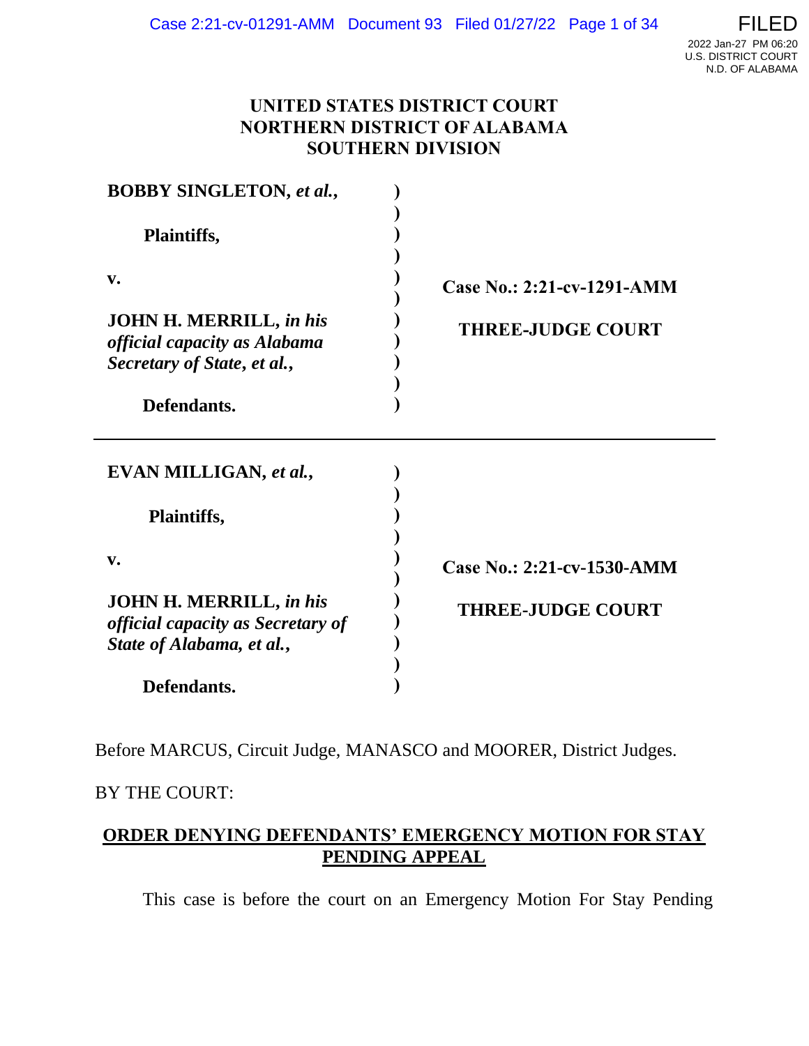UNITED STATES DISTRICT COURT
NORTHERN DISTRICT OF ALABAMA
SOUTHERN DIVISION

| | | |
|---|---|---|
| **BOBBY SINGLETON, *et al.*,** | ) | |
| **Plaintiffs,** | ) | |
| **v.** | ) | **Case No.: 2:21-cv-1291-AMM** |
| **JOHN H. MERRILL, *in his official capacity as Alabama Secretary of State, et al.*,** | ) | **THREE-JUDGE COURT** |
| **Defendants.** | ) | |

---

| | | |
|---|---|---|
| **EVAN MILLIGAN, *et al.*,** | ) | |
| **Plaintiffs,** | ) | |
| **v.** | ) | **Case No.: 2:21-cv-1530-AMM** |
| **JOHN H. MERRILL, *in his official capacity as Secretary of State of Alabama, et al.*,** | ) | **THREE-JUDGE COURT** |
| **Defendants.** | ) | |

Before MARCUS, Circuit Judge, MANASCO and MOORER, District Judges.

BY THE COURT:

**ORDER DENYING DEFENDANTS' EMERGENCY MOTION FOR STAY PENDING APPEAL**

This case is before the court on an Emergency Motion For Stay Pending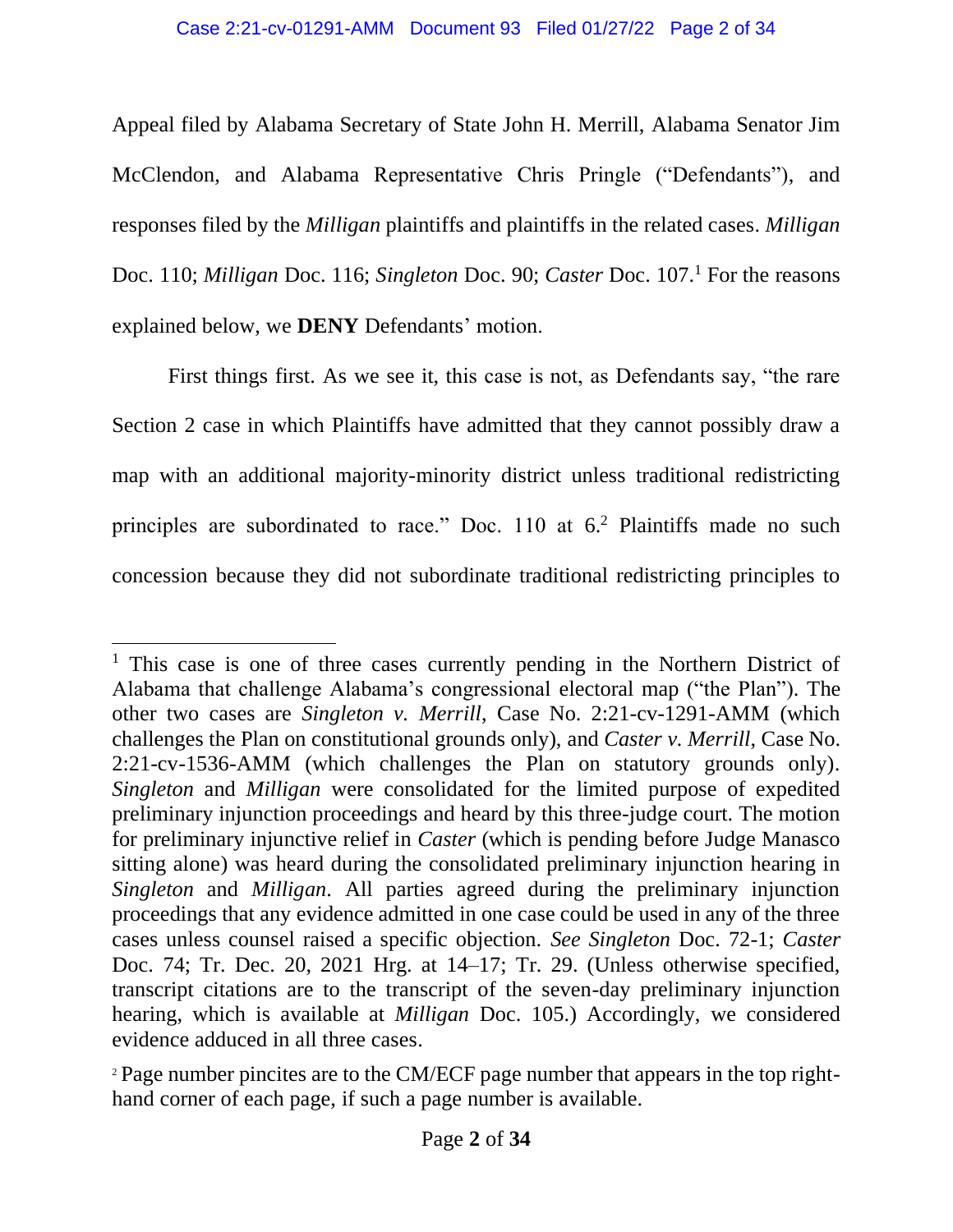Appeal filed by Alabama Secretary of State John H. Merrill, Alabama Senator Jim McClendon, and Alabama Representative Chris Pringle ("Defendants"), and responses filed by the *Milligan* plaintiffs and plaintiffs in the related cases. *Milligan* Doc. 110; *Milligan* Doc. 116; *Singleton* Doc. 90; *Caster* Doc. 107.[1] For the reasons explained below, we **DENY** Defendants' motion.

First things first. As we see it, this case is not, as Defendants say, "the rare Section 2 case in which Plaintiffs have admitted that they cannot possibly draw a map with an additional majority-minority district unless traditional redistricting principles are subordinated to race." Doc. 110 at 6.[2] Plaintiffs made no such concession because they did not subordinate traditional redistricting principles to

---

[1] This case is one of three cases currently pending in the Northern District of Alabama that challenge Alabama's congressional electoral map ("the Plan"). The other two cases are *Singleton v. Merrill*, Case No. 2:21-cv-1291-AMM (which challenges the Plan on constitutional grounds only), and *Caster v. Merrill*, Case No. 2:21-cv-1536-AMM (which challenges the Plan on statutory grounds only). *Singleton* and *Milligan* were consolidated for the limited purpose of expedited preliminary injunction proceedings and heard by this three-judge court. The motion for preliminary injunctive relief in *Caster* (which is pending before Judge Manasco sitting alone) was heard during the consolidated preliminary injunction hearing in *Singleton* and *Milligan*. All parties agreed during the preliminary injunction proceedings that any evidence admitted in one case could be used in any of the three cases unless counsel raised a specific objection. *See Singleton* Doc. 72-1; *Caster* Doc. 74; Tr. Dec. 20, 2021 Hrg. at 14–17; Tr. 29. (Unless otherwise specified, transcript citations are to the transcript of the seven-day preliminary injunction hearing, which is available at *Milligan* Doc. 105.) Accordingly, we considered evidence adduced in all three cases.

[2] Page number pincites are to the CM/ECF page number that appears in the top right-hand corner of each page, if such a page number is available.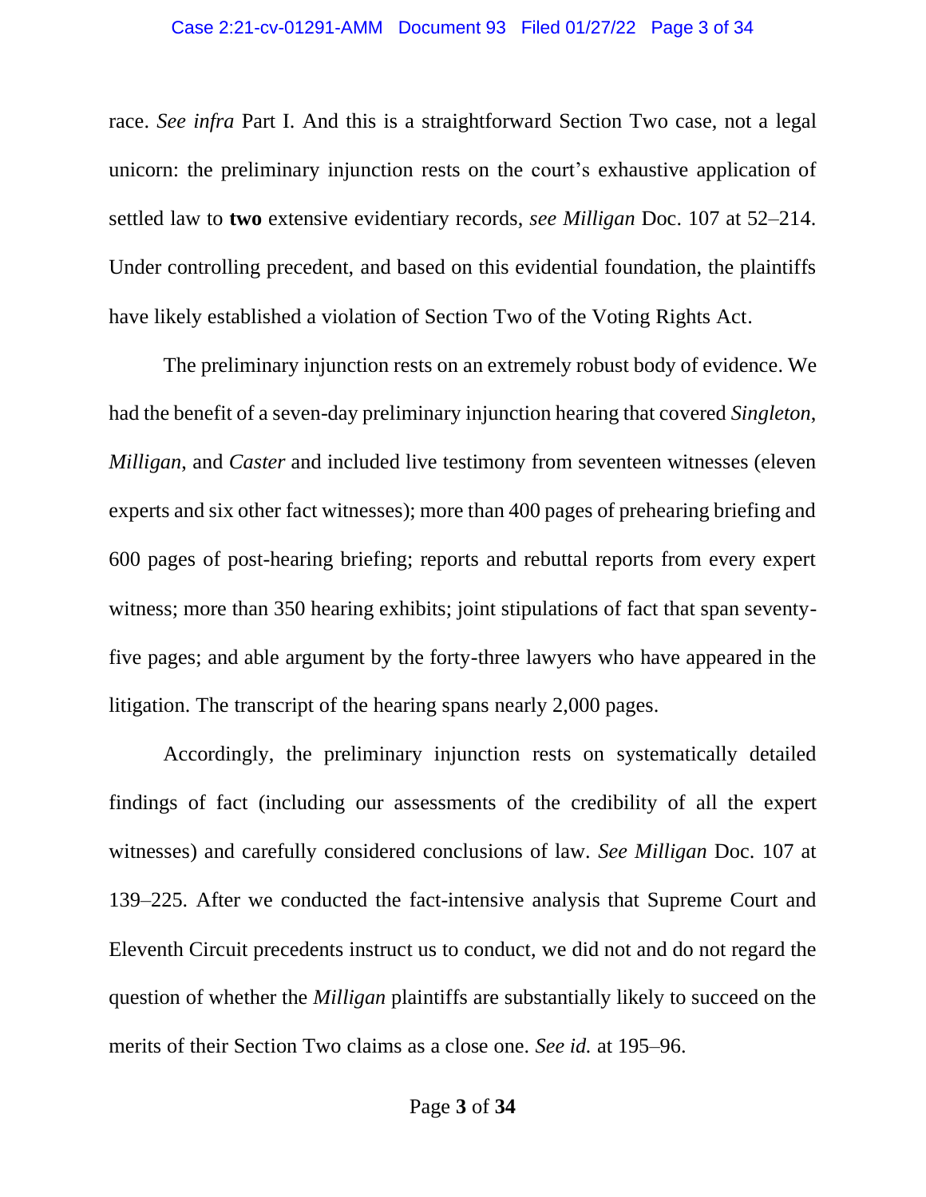race. *See infra* Part I. And this is a straightforward Section Two case, not a legal unicorn: the preliminary injunction rests on the court's exhaustive application of settled law to **two** extensive evidentiary records, *see Milligan* Doc. 107 at 52–214. Under controlling precedent, and based on this evidential foundation, the plaintiffs have likely established a violation of Section Two of the Voting Rights Act.

The preliminary injunction rests on an extremely robust body of evidence. We had the benefit of a seven-day preliminary injunction hearing that covered *Singleton*, *Milligan*, and *Caster* and included live testimony from seventeen witnesses (eleven experts and six other fact witnesses); more than 400 pages of prehearing briefing and 600 pages of post-hearing briefing; reports and rebuttal reports from every expert witness; more than 350 hearing exhibits; joint stipulations of fact that span seventy-five pages; and able argument by the forty-three lawyers who have appeared in the litigation. The transcript of the hearing spans nearly 2,000 pages.

Accordingly, the preliminary injunction rests on systematically detailed findings of fact (including our assessments of the credibility of all the expert witnesses) and carefully considered conclusions of law. *See Milligan* Doc. 107 at 139–225. After we conducted the fact-intensive analysis that Supreme Court and Eleventh Circuit precedents instruct us to conduct, we did not and do not regard the question of whether the *Milligan* plaintiffs are substantially likely to succeed on the merits of their Section Two claims as a close one. *See id.* at 195–96.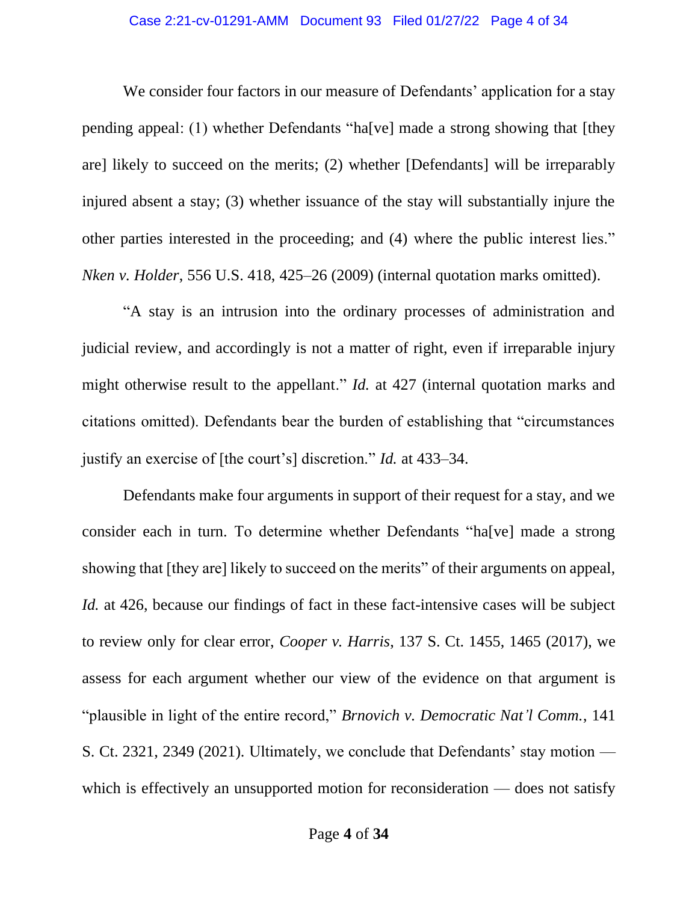We consider four factors in our measure of Defendants' application for a stay pending appeal: (1) whether Defendants "ha[ve] made a strong showing that [they are] likely to succeed on the merits; (2) whether [Defendants] will be irreparably injured absent a stay; (3) whether issuance of the stay will substantially injure the other parties interested in the proceeding; and (4) where the public interest lies." *Nken v. Holder*, 556 U.S. 418, 425–26 (2009) (internal quotation marks omitted).

"A stay is an intrusion into the ordinary processes of administration and judicial review, and accordingly is not a matter of right, even if irreparable injury might otherwise result to the appellant." *Id.* at 427 (internal quotation marks and citations omitted). Defendants bear the burden of establishing that "circumstances justify an exercise of [the court's] discretion." *Id.* at 433–34.

Defendants make four arguments in support of their request for a stay, and we consider each in turn. To determine whether Defendants "ha[ve] made a strong showing that [they are] likely to succeed on the merits" of their arguments on appeal, *Id.* at 426, because our findings of fact in these fact-intensive cases will be subject to review only for clear error, *Cooper v. Harris*, 137 S. Ct. 1455, 1465 (2017), we assess for each argument whether our view of the evidence on that argument is "plausible in light of the entire record," *Brnovich v. Democratic Nat'l Comm.*, 141 S. Ct. 2321, 2349 (2021). Ultimately, we conclude that Defendants' stay motion — which is effectively an unsupported motion for reconsideration — does not satisfy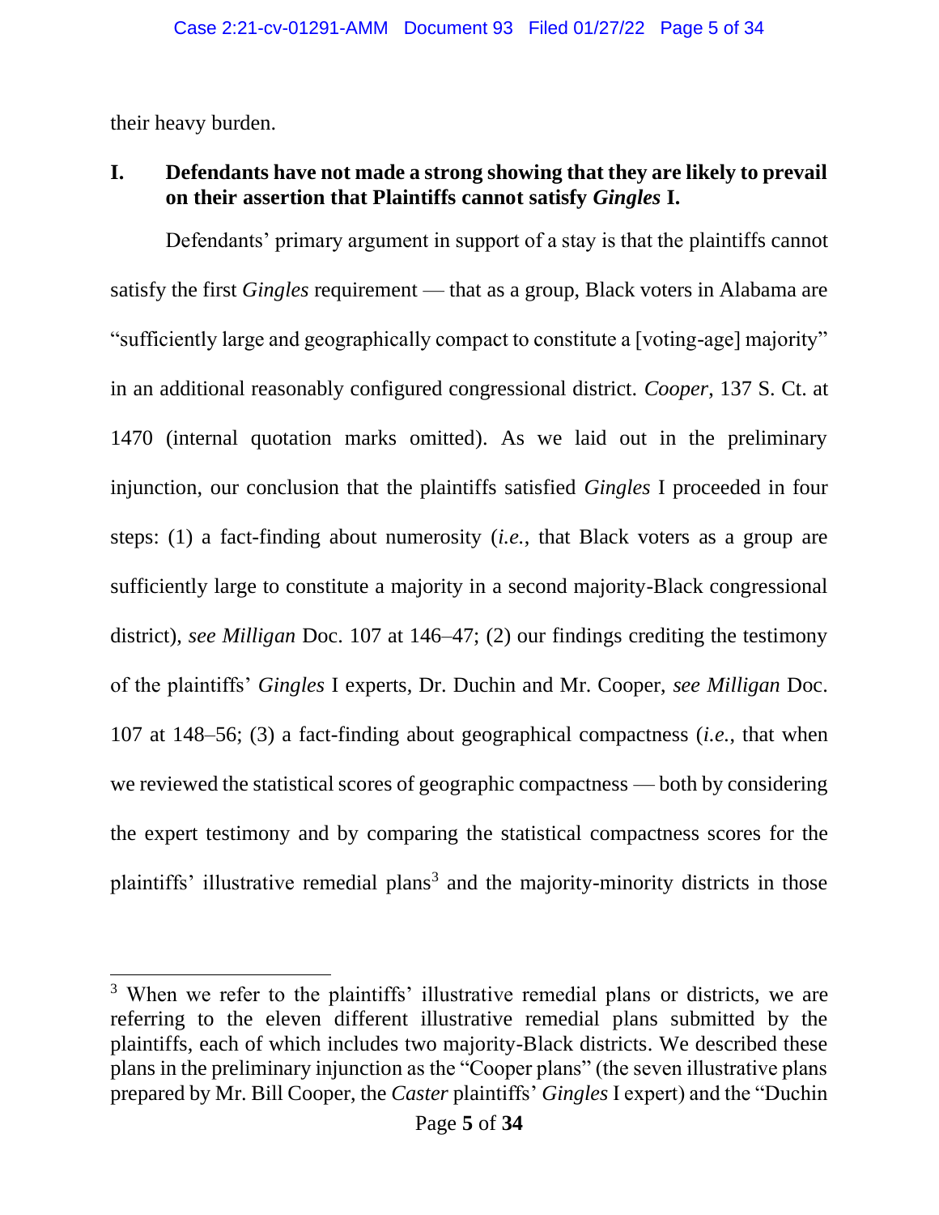their heavy burden.

## I. Defendants have not made a strong showing that they are likely to prevail on their assertion that Plaintiffs cannot satisfy *Gingles* I.

Defendants' primary argument in support of a stay is that the plaintiffs cannot satisfy the first *Gingles* requirement — that as a group, Black voters in Alabama are "sufficiently large and geographically compact to constitute a [voting-age] majority" in an additional reasonably configured congressional district. *Cooper*, 137 S. Ct. at 1470 (internal quotation marks omitted). As we laid out in the preliminary injunction, our conclusion that the plaintiffs satisfied *Gingles* I proceeded in four steps: (1) a fact-finding about numerosity (*i.e.*, that Black voters as a group are sufficiently large to constitute a majority in a second majority-Black congressional district), *see Milligan* Doc. 107 at 146–47; (2) our findings crediting the testimony of the plaintiffs' *Gingles* I experts, Dr. Duchin and Mr. Cooper, *see Milligan* Doc. 107 at 148–56; (3) a fact-finding about geographical compactness (*i.e.*, that when we reviewed the statistical scores of geographic compactness — both by considering the expert testimony and by comparing the statistical compactness scores for the plaintiffs' illustrative remedial plans[3] and the majority-minority districts in those

---

[3] When we refer to the plaintiffs' illustrative remedial plans or districts, we are referring to the eleven different illustrative remedial plans submitted by the plaintiffs, each of which includes two majority-Black districts. We described these plans in the preliminary injunction as the "Cooper plans" (the seven illustrative plans prepared by Mr. Bill Cooper, the *Caster* plaintiffs' *Gingles* I expert) and the "Duchin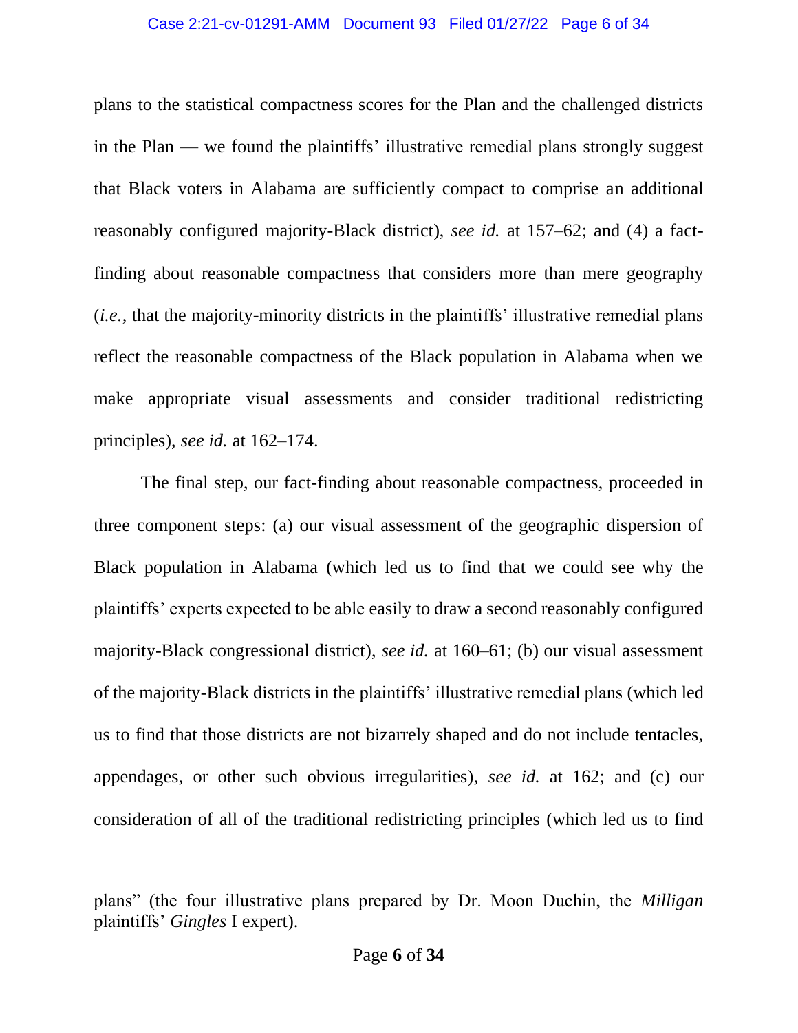plans to the statistical compactness scores for the Plan and the challenged districts in the Plan — we found the plaintiffs' illustrative remedial plans strongly suggest that Black voters in Alabama are sufficiently compact to comprise an additional reasonably configured majority-Black district), *see id.* at 157–62; and (4) a fact-finding about reasonable compactness that considers more than mere geography (*i.e.*, that the majority-minority districts in the plaintiffs' illustrative remedial plans reflect the reasonable compactness of the Black population in Alabama when we make appropriate visual assessments and consider traditional redistricting principles), *see id.* at 162–174.

The final step, our fact-finding about reasonable compactness, proceeded in three component steps: (a) our visual assessment of the geographic dispersion of Black population in Alabama (which led us to find that we could see why the plaintiffs' experts expected to be able easily to draw a second reasonably configured majority-Black congressional district), *see id.* at 160–61; (b) our visual assessment of the majority-Black districts in the plaintiffs' illustrative remedial plans (which led us to find that those districts are not bizarrely shaped and do not include tentacles, appendages, or other such obvious irregularities), *see id.* at 162; and (c) our consideration of all of the traditional redistricting principles (which led us to find

---

plans" (the four illustrative plans prepared by Dr. Moon Duchin, the *Milligan* plaintiffs' *Gingles* I expert).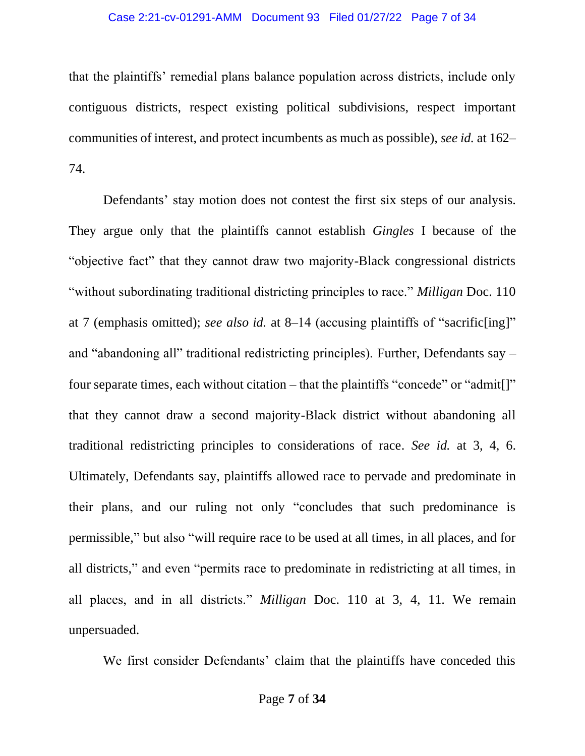that the plaintiffs' remedial plans balance population across districts, include only contiguous districts, respect existing political subdivisions, respect important communities of interest, and protect incumbents as much as possible), *see id.* at 162–74.

Defendants' stay motion does not contest the first six steps of our analysis. They argue only that the plaintiffs cannot establish *Gingles* I because of the "objective fact" that they cannot draw two majority-Black congressional districts "without subordinating traditional districting principles to race." *Milligan* Doc. 110 at 7 (emphasis omitted); *see also id.* at 8–14 (accusing plaintiffs of "sacrific[ing]" and "abandoning all" traditional redistricting principles). Further, Defendants say – four separate times, each without citation – that the plaintiffs "concede" or "admit[]" that they cannot draw a second majority-Black district without abandoning all traditional redistricting principles to considerations of race. *See id.* at 3, 4, 6. Ultimately, Defendants say, plaintiffs allowed race to pervade and predominate in their plans, and our ruling not only "concludes that such predominance is permissible," but also "will require race to be used at all times, in all places, and for all districts," and even "permits race to predominate in redistricting at all times, in all places, and in all districts." *Milligan* Doc. 110 at 3, 4, 11. We remain unpersuaded.

We first consider Defendants' claim that the plaintiffs have conceded this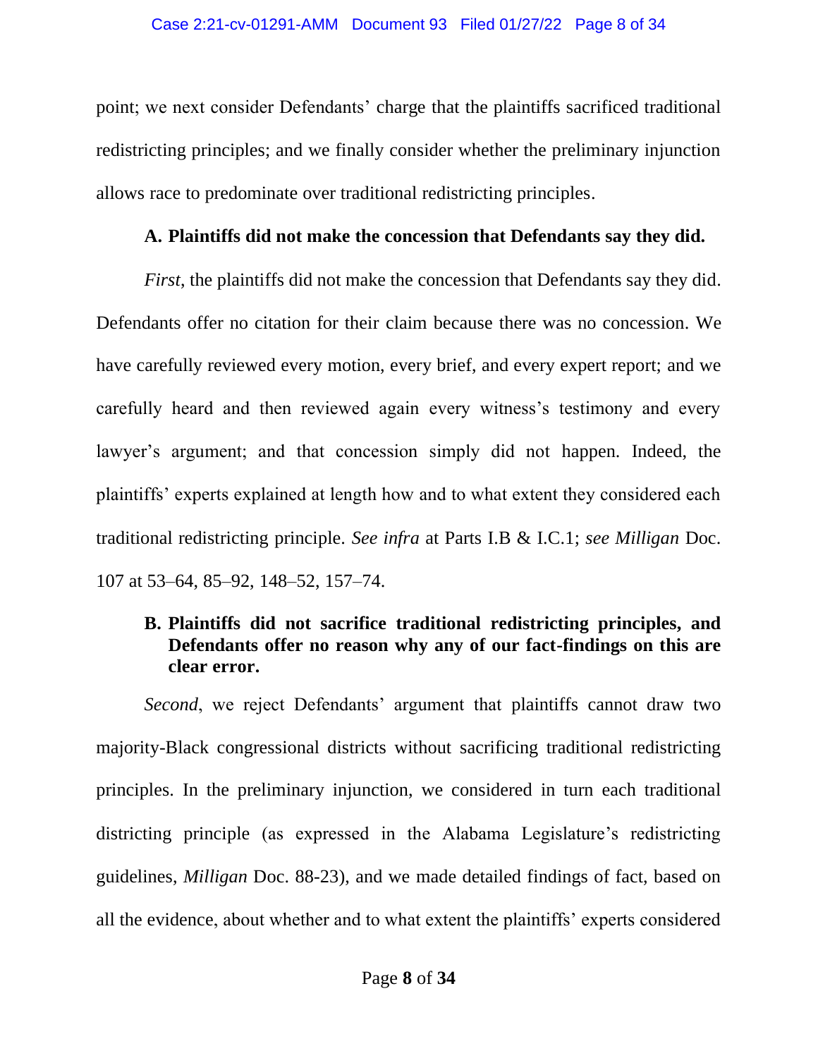point; we next consider Defendants' charge that the plaintiffs sacrificed traditional redistricting principles; and we finally consider whether the preliminary injunction allows race to predominate over traditional redistricting principles.

### A. Plaintiffs did not make the concession that Defendants say they did.

*First*, the plaintiffs did not make the concession that Defendants say they did. Defendants offer no citation for their claim because there was no concession. We have carefully reviewed every motion, every brief, and every expert report; and we carefully heard and then reviewed again every witness's testimony and every lawyer's argument; and that concession simply did not happen. Indeed, the plaintiffs' experts explained at length how and to what extent they considered each traditional redistricting principle. *See infra* at Parts I.B & I.C.1; *see Milligan* Doc. 107 at 53–64, 85–92, 148–52, 157–74.

### B. Plaintiffs did not sacrifice traditional redistricting principles, and Defendants offer no reason why any of our fact-findings on this are clear error.

*Second*, we reject Defendants' argument that plaintiffs cannot draw two majority-Black congressional districts without sacrificing traditional redistricting principles. In the preliminary injunction, we considered in turn each traditional districting principle (as expressed in the Alabama Legislature's redistricting guidelines, *Milligan* Doc. 88-23), and we made detailed findings of fact, based on all the evidence, about whether and to what extent the plaintiffs' experts considered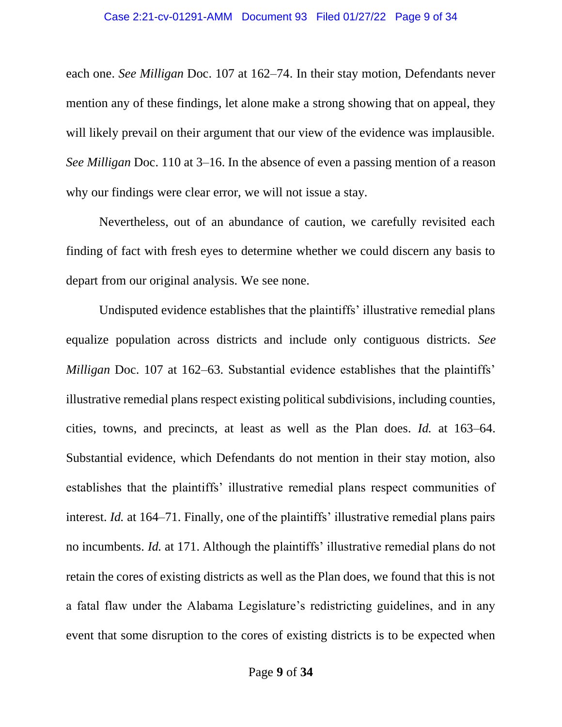each one. *See Milligan* Doc. 107 at 162–74. In their stay motion, Defendants never mention any of these findings, let alone make a strong showing that on appeal, they will likely prevail on their argument that our view of the evidence was implausible. *See Milligan* Doc. 110 at 3–16. In the absence of even a passing mention of a reason why our findings were clear error, we will not issue a stay.

Nevertheless, out of an abundance of caution, we carefully revisited each finding of fact with fresh eyes to determine whether we could discern any basis to depart from our original analysis. We see none.

Undisputed evidence establishes that the plaintiffs' illustrative remedial plans equalize population across districts and include only contiguous districts. *See Milligan* Doc. 107 at 162–63. Substantial evidence establishes that the plaintiffs' illustrative remedial plans respect existing political subdivisions, including counties, cities, towns, and precincts, at least as well as the Plan does. *Id.* at 163–64. Substantial evidence, which Defendants do not mention in their stay motion, also establishes that the plaintiffs' illustrative remedial plans respect communities of interest. *Id.* at 164–71. Finally, one of the plaintiffs' illustrative remedial plans pairs no incumbents. *Id.* at 171. Although the plaintiffs' illustrative remedial plans do not retain the cores of existing districts as well as the Plan does, we found that this is not a fatal flaw under the Alabama Legislature's redistricting guidelines, and in any event that some disruption to the cores of existing districts is to be expected when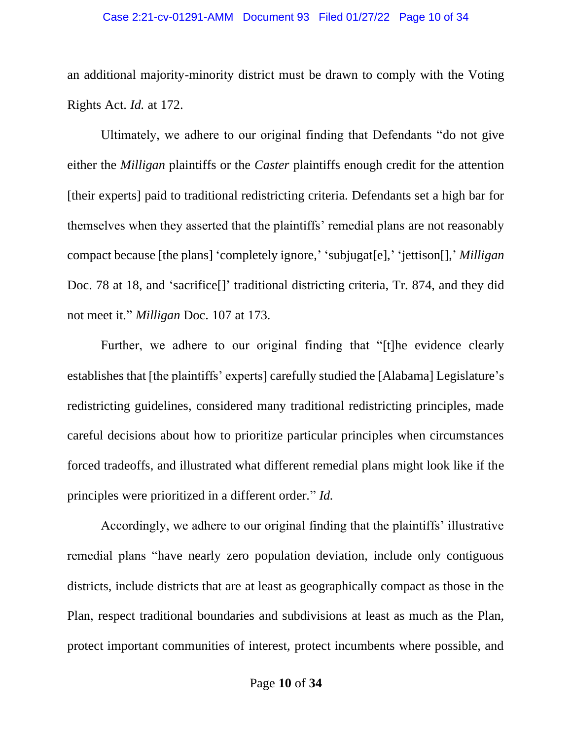an additional majority-minority district must be drawn to comply with the Voting Rights Act. *Id.* at 172.

Ultimately, we adhere to our original finding that Defendants "do not give either the *Milligan* plaintiffs or the *Caster* plaintiffs enough credit for the attention [their experts] paid to traditional redistricting criteria. Defendants set a high bar for themselves when they asserted that the plaintiffs' remedial plans are not reasonably compact because [the plans] 'completely ignore,' 'subjugat[e],' 'jettison[],' *Milligan* Doc. 78 at 18, and 'sacrifice[]' traditional districting criteria, Tr. 874, and they did not meet it." *Milligan* Doc. 107 at 173.

Further, we adhere to our original finding that "[t]he evidence clearly establishes that [the plaintiffs' experts] carefully studied the [Alabama] Legislature's redistricting guidelines, considered many traditional redistricting principles, made careful decisions about how to prioritize particular principles when circumstances forced tradeoffs, and illustrated what different remedial plans might look like if the principles were prioritized in a different order." *Id.*

Accordingly, we adhere to our original finding that the plaintiffs' illustrative remedial plans "have nearly zero population deviation, include only contiguous districts, include districts that are at least as geographically compact as those in the Plan, respect traditional boundaries and subdivisions at least as much as the Plan, protect important communities of interest, protect incumbents where possible, and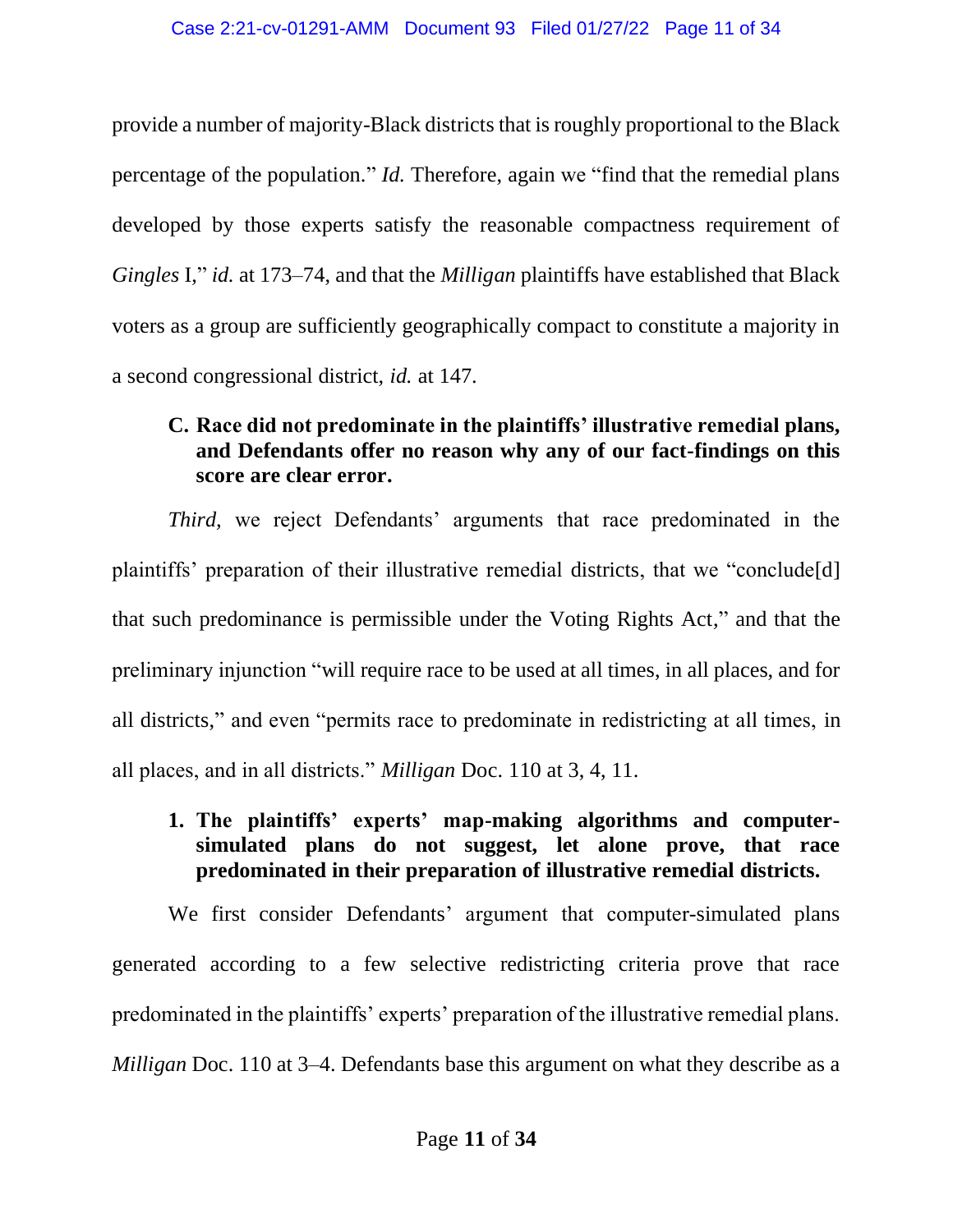provide a number of majority-Black districts that is roughly proportional to the Black percentage of the population." *Id.* Therefore, again we "find that the remedial plans developed by those experts satisfy the reasonable compactness requirement of *Gingles* I," *id.* at 173–74, and that the *Milligan* plaintiffs have established that Black voters as a group are sufficiently geographically compact to constitute a majority in a second congressional district, *id.* at 147.

### C. Race did not predominate in the plaintiffs' illustrative remedial plans, and Defendants offer no reason why any of our fact-findings on this score are clear error.

*Third,* we reject Defendants' arguments that race predominated in the plaintiffs' preparation of their illustrative remedial districts, that we "conclude[d] that such predominance is permissible under the Voting Rights Act," and that the preliminary injunction "will require race to be used at all times, in all places, and for all districts," and even "permits race to predominate in redistricting at all times, in all places, and in all districts." *Milligan* Doc. 110 at 3, 4, 11.

#### 1. The plaintiffs' experts' map-making algorithms and computer-simulated plans do not suggest, let alone prove, that race predominated in their preparation of illustrative remedial districts.

We first consider Defendants' argument that computer-simulated plans generated according to a few selective redistricting criteria prove that race predominated in the plaintiffs' experts' preparation of the illustrative remedial plans. *Milligan* Doc. 110 at 3–4. Defendants base this argument on what they describe as a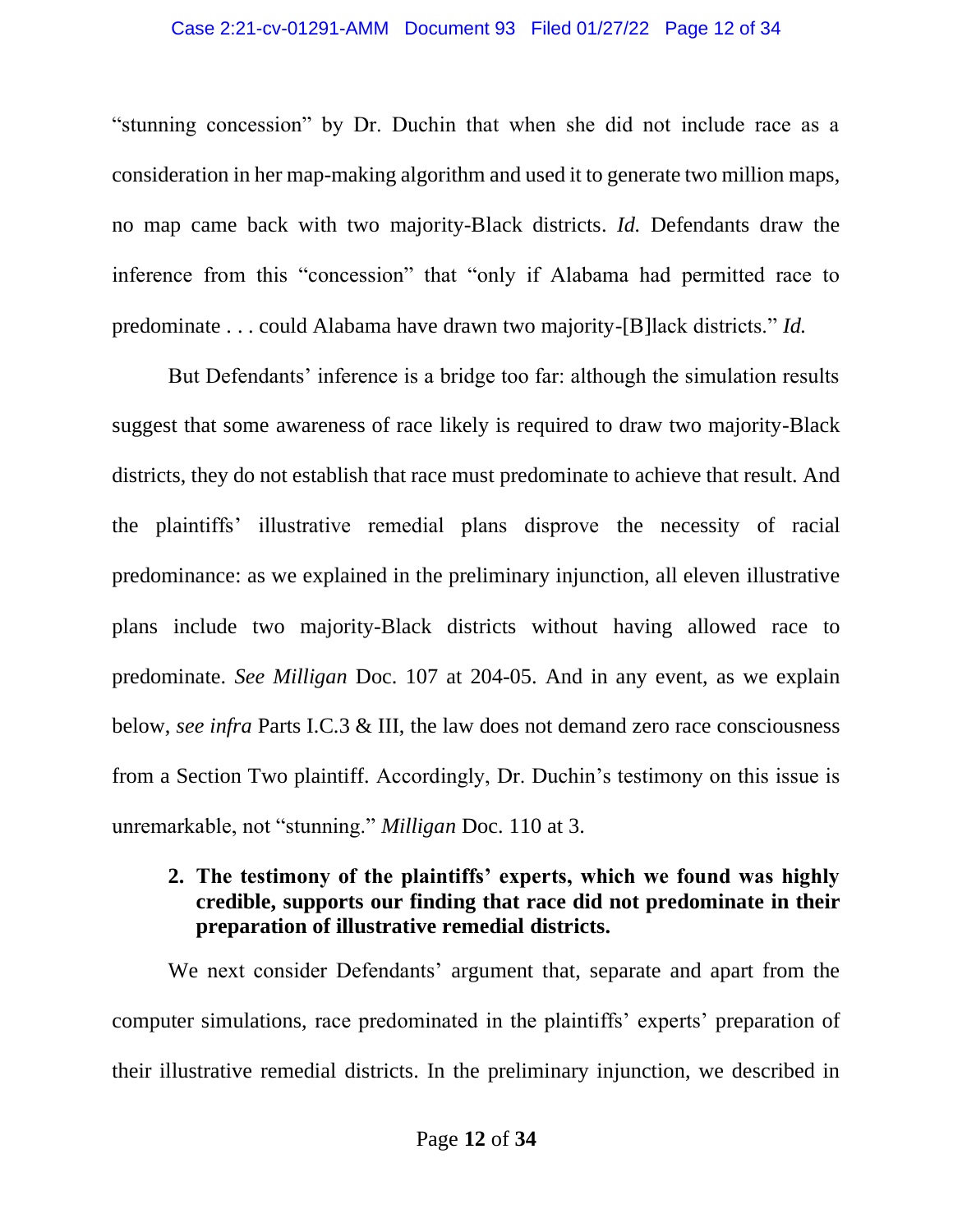"stunning concession" by Dr. Duchin that when she did not include race as a consideration in her map-making algorithm and used it to generate two million maps, no map came back with two majority-Black districts. *Id.* Defendants draw the inference from this "concession" that "only if Alabama had permitted race to predominate . . . could Alabama have drawn two majority-[B]lack districts." *Id.*

But Defendants' inference is a bridge too far: although the simulation results suggest that some awareness of race likely is required to draw two majority-Black districts, they do not establish that race must predominate to achieve that result. And the plaintiffs' illustrative remedial plans disprove the necessity of racial predominance: as we explained in the preliminary injunction, all eleven illustrative plans include two majority-Black districts without having allowed race to predominate. *See Milligan* Doc. 107 at 204-05. And in any event, as we explain below, *see infra* Parts I.C.3 & III, the law does not demand zero race consciousness from a Section Two plaintiff. Accordingly, Dr. Duchin's testimony on this issue is unremarkable, not "stunning." *Milligan* Doc. 110 at 3.

**2. The testimony of the plaintiffs' experts, which we found was highly credible, supports our finding that race did not predominate in their preparation of illustrative remedial districts.**

We next consider Defendants' argument that, separate and apart from the computer simulations, race predominated in the plaintiffs' experts' preparation of their illustrative remedial districts. In the preliminary injunction, we described in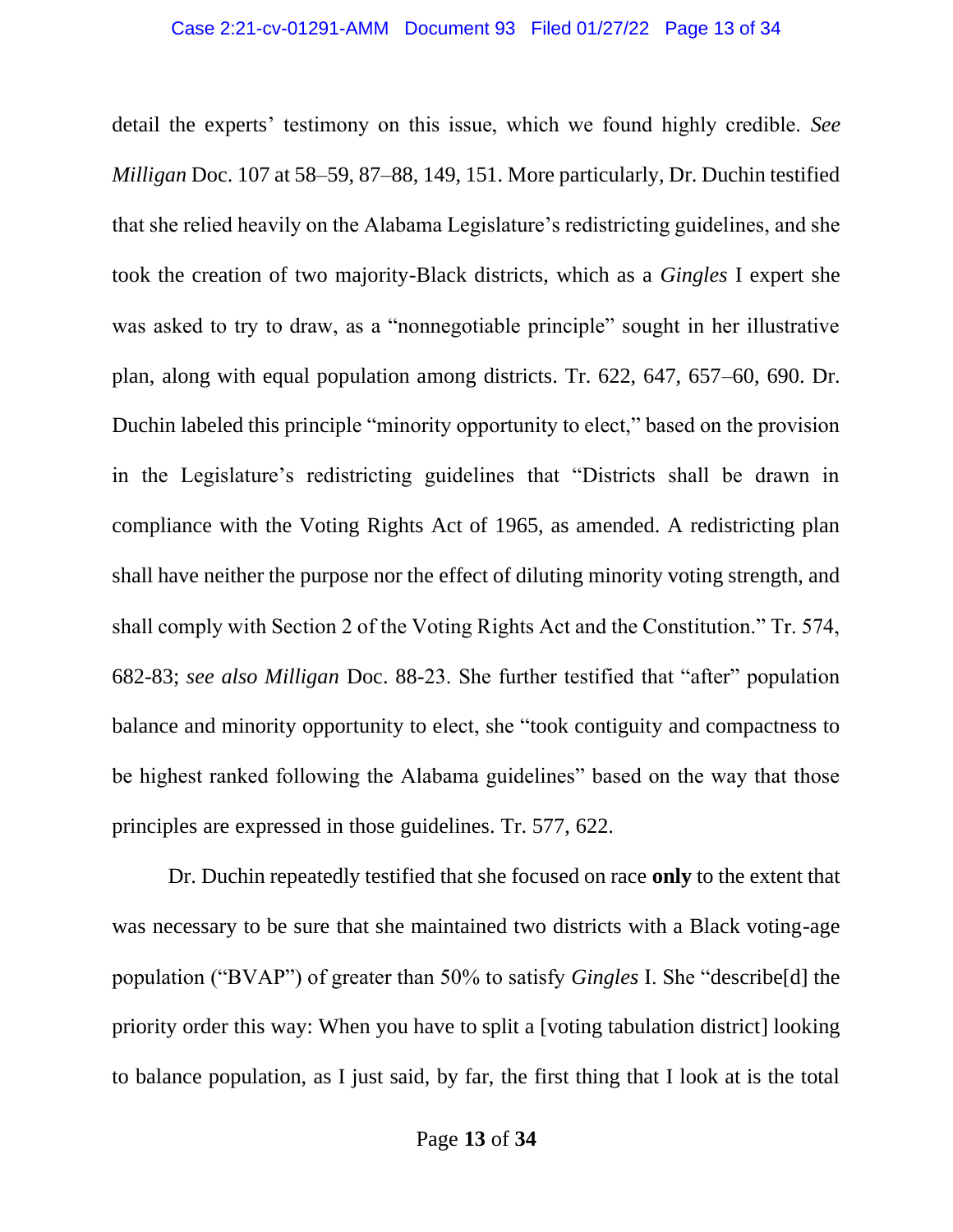detail the experts' testimony on this issue, which we found highly credible. *See Milligan* Doc. 107 at 58–59, 87–88, 149, 151. More particularly, Dr. Duchin testified that she relied heavily on the Alabama Legislature's redistricting guidelines, and she took the creation of two majority-Black districts, which as a *Gingles* I expert she was asked to try to draw, as a "nonnegotiable principle" sought in her illustrative plan, along with equal population among districts. Tr. 622, 647, 657–60, 690. Dr. Duchin labeled this principle "minority opportunity to elect," based on the provision in the Legislature's redistricting guidelines that "Districts shall be drawn in compliance with the Voting Rights Act of 1965, as amended. A redistricting plan shall have neither the purpose nor the effect of diluting minority voting strength, and shall comply with Section 2 of the Voting Rights Act and the Constitution." Tr. 574, 682-83; *see also Milligan* Doc. 88-23. She further testified that "after" population balance and minority opportunity to elect, she "took contiguity and compactness to be highest ranked following the Alabama guidelines" based on the way that those principles are expressed in those guidelines. Tr. 577, 622.

Dr. Duchin repeatedly testified that she focused on race **only** to the extent that was necessary to be sure that she maintained two districts with a Black voting-age population ("BVAP") of greater than 50% to satisfy *Gingles* I. She "describe[d] the priority order this way: When you have to split a [voting tabulation district] looking to balance population, as I just said, by far, the first thing that I look at is the total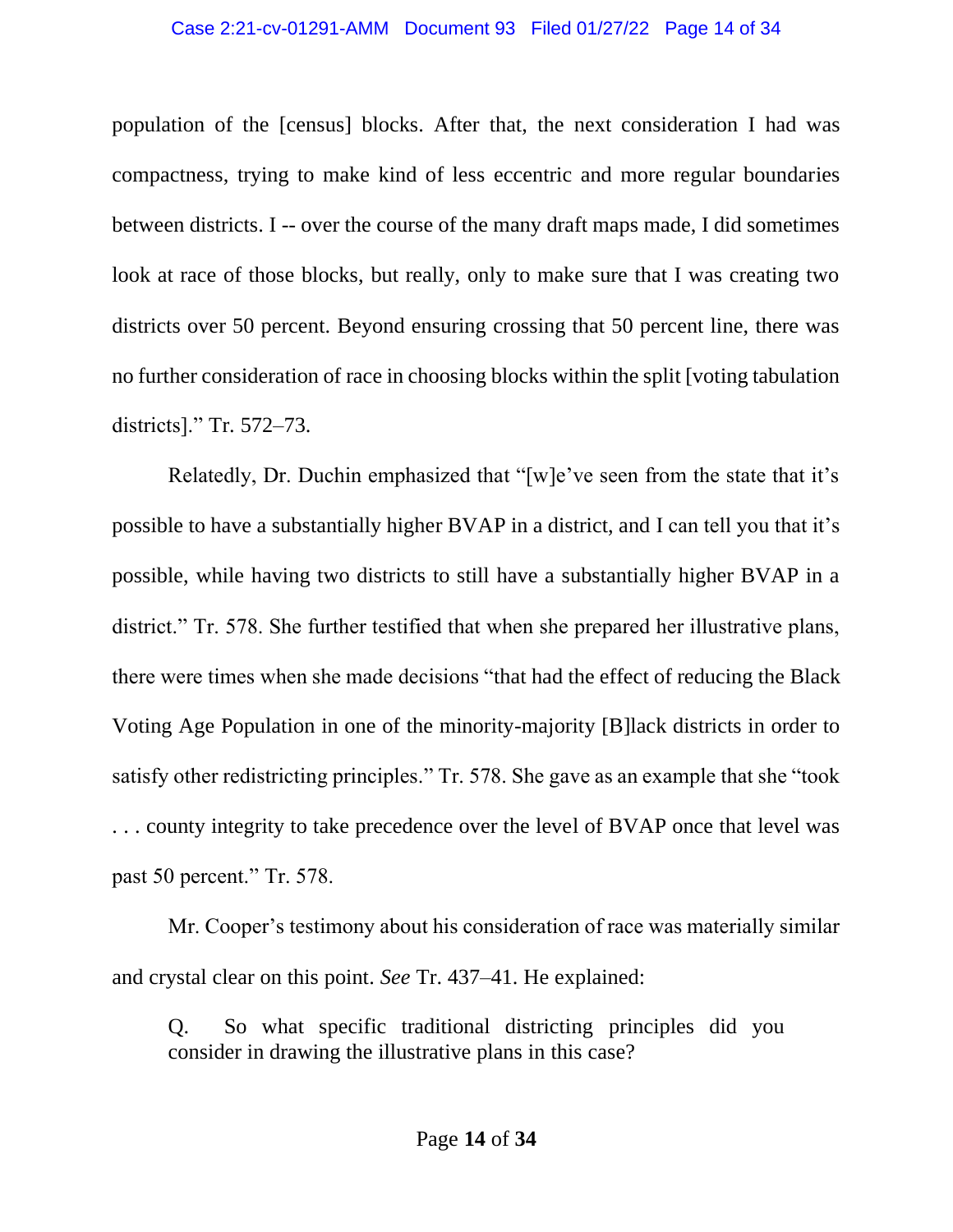population of the [census] blocks. After that, the next consideration I had was compactness, trying to make kind of less eccentric and more regular boundaries between districts. I -- over the course of the many draft maps made, I did sometimes look at race of those blocks, but really, only to make sure that I was creating two districts over 50 percent. Beyond ensuring crossing that 50 percent line, there was no further consideration of race in choosing blocks within the split [voting tabulation districts]." Tr. 572–73.

Relatedly, Dr. Duchin emphasized that "[w]e've seen from the state that it's possible to have a substantially higher BVAP in a district, and I can tell you that it's possible, while having two districts to still have a substantially higher BVAP in a district." Tr. 578. She further testified that when she prepared her illustrative plans, there were times when she made decisions "that had the effect of reducing the Black Voting Age Population in one of the minority-majority [B]lack districts in order to satisfy other redistricting principles." Tr. 578. She gave as an example that she "took . . . county integrity to take precedence over the level of BVAP once that level was past 50 percent." Tr. 578.

Mr. Cooper's testimony about his consideration of race was materially similar and crystal clear on this point. *See* Tr. 437–41. He explained:

> Q. So what specific traditional districting principles did you consider in drawing the illustrative plans in this case?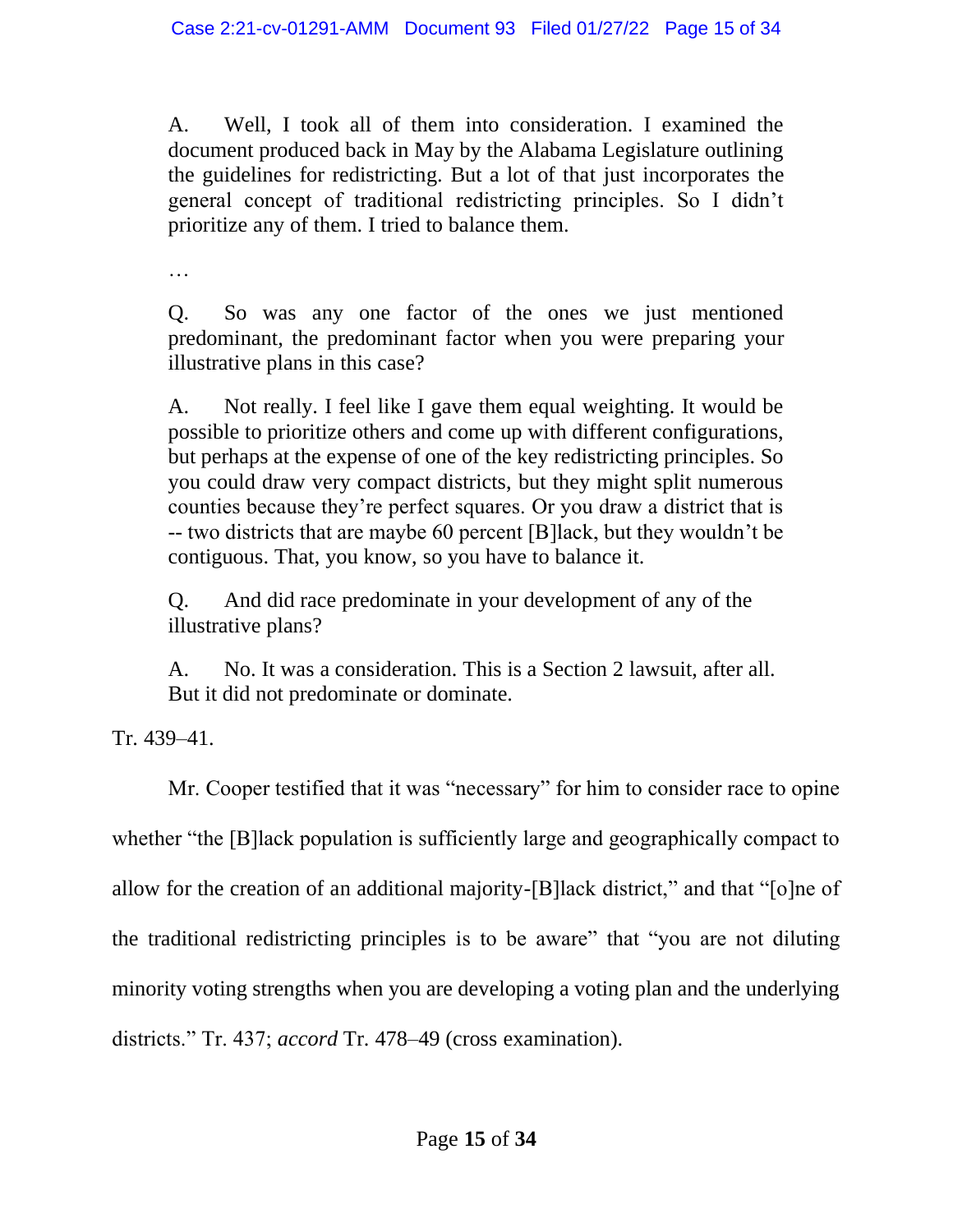> A. Well, I took all of them into consideration. I examined the document produced back in May by the Alabama Legislature outlining the guidelines for redistricting. But a lot of that just incorporates the general concept of traditional redistricting principles. So I didn't prioritize any of them. I tried to balance them.
>
> …
>
> Q. So was any one factor of the ones we just mentioned predominant, the predominant factor when you were preparing your illustrative plans in this case?
>
> A. Not really. I feel like I gave them equal weighting. It would be possible to prioritize others and come up with different configurations, but perhaps at the expense of one of the key redistricting principles. So you could draw very compact districts, but they might split numerous counties because they're perfect squares. Or you draw a district that is -- two districts that are maybe 60 percent [B]lack, but they wouldn't be contiguous. That, you know, so you have to balance it.
>
> Q. And did race predominate in your development of any of the illustrative plans?
>
> A. No. It was a consideration. This is a Section 2 lawsuit, after all. But it did not predominate or dominate.

Tr. 439–41.

Mr. Cooper testified that it was "necessary" for him to consider race to opine whether "the [B]lack population is sufficiently large and geographically compact to allow for the creation of an additional majority-[B]lack district," and that "[o]ne of the traditional redistricting principles is to be aware" that "you are not diluting minority voting strengths when you are developing a voting plan and the underlying districts." Tr. 437; *accord* Tr. 478–49 (cross examination).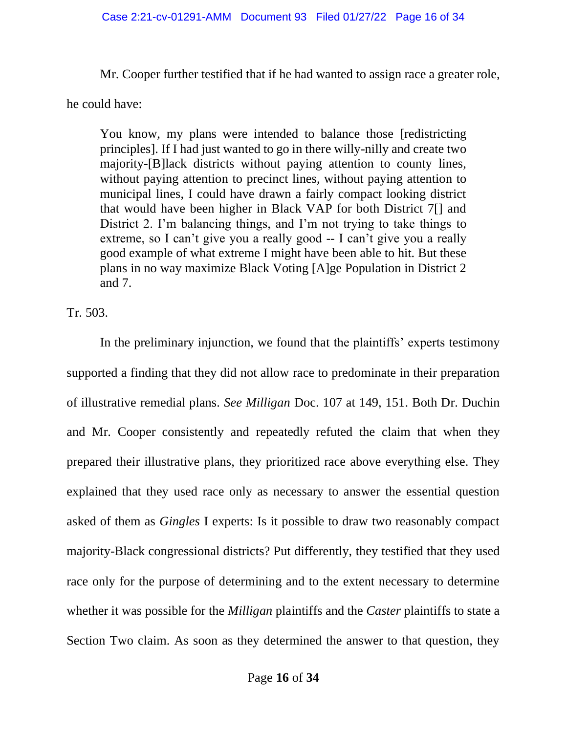Mr. Cooper further testified that if he had wanted to assign race a greater role, he could have:

> You know, my plans were intended to balance those [redistricting principles]. If I had just wanted to go in there willy-nilly and create two majority-[B]lack districts without paying attention to county lines, without paying attention to precinct lines, without paying attention to municipal lines, I could have drawn a fairly compact looking district that would have been higher in Black VAP for both District 7[] and District 2. I'm balancing things, and I'm not trying to take things to extreme, so I can't give you a really good -- I can't give you a really good example of what extreme I might have been able to hit. But these plans in no way maximize Black Voting [A]ge Population in District 2 and 7.

Tr. 503.

In the preliminary injunction, we found that the plaintiffs' experts testimony supported a finding that they did not allow race to predominate in their preparation of illustrative remedial plans. *See Milligan* Doc. 107 at 149, 151. Both Dr. Duchin and Mr. Cooper consistently and repeatedly refuted the claim that when they prepared their illustrative plans, they prioritized race above everything else. They explained that they used race only as necessary to answer the essential question asked of them as *Gingles* I experts: Is it possible to draw two reasonably compact majority-Black congressional districts? Put differently, they testified that they used race only for the purpose of determining and to the extent necessary to determine whether it was possible for the *Milligan* plaintiffs and the *Caster* plaintiffs to state a Section Two claim. As soon as they determined the answer to that question, they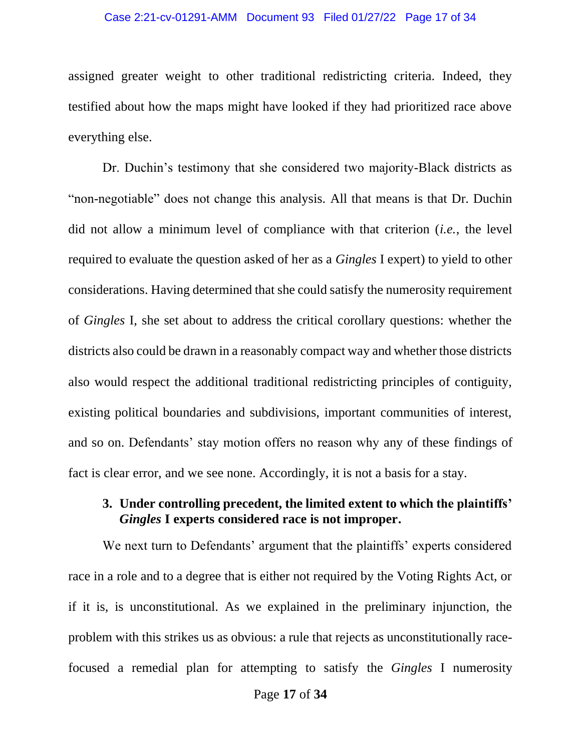assigned greater weight to other traditional redistricting criteria. Indeed, they testified about how the maps might have looked if they had prioritized race above everything else.

Dr. Duchin's testimony that she considered two majority-Black districts as "non-negotiable" does not change this analysis. All that means is that Dr. Duchin did not allow a minimum level of compliance with that criterion (*i.e.*, the level required to evaluate the question asked of her as a *Gingles* I expert) to yield to other considerations. Having determined that she could satisfy the numerosity requirement of *Gingles* I, she set about to address the critical corollary questions: whether the districts also could be drawn in a reasonably compact way and whether those districts also would respect the additional traditional redistricting principles of contiguity, existing political boundaries and subdivisions, important communities of interest, and so on. Defendants' stay motion offers no reason why any of these findings of fact is clear error, and we see none. Accordingly, it is not a basis for a stay.

### 3. Under controlling precedent, the limited extent to which the plaintiffs' *Gingles* I experts considered race is not improper.

We next turn to Defendants' argument that the plaintiffs' experts considered race in a role and to a degree that is either not required by the Voting Rights Act, or if it is, is unconstitutional. As we explained in the preliminary injunction, the problem with this strikes us as obvious: a rule that rejects as unconstitutionally race-focused a remedial plan for attempting to satisfy the *Gingles* I numerosity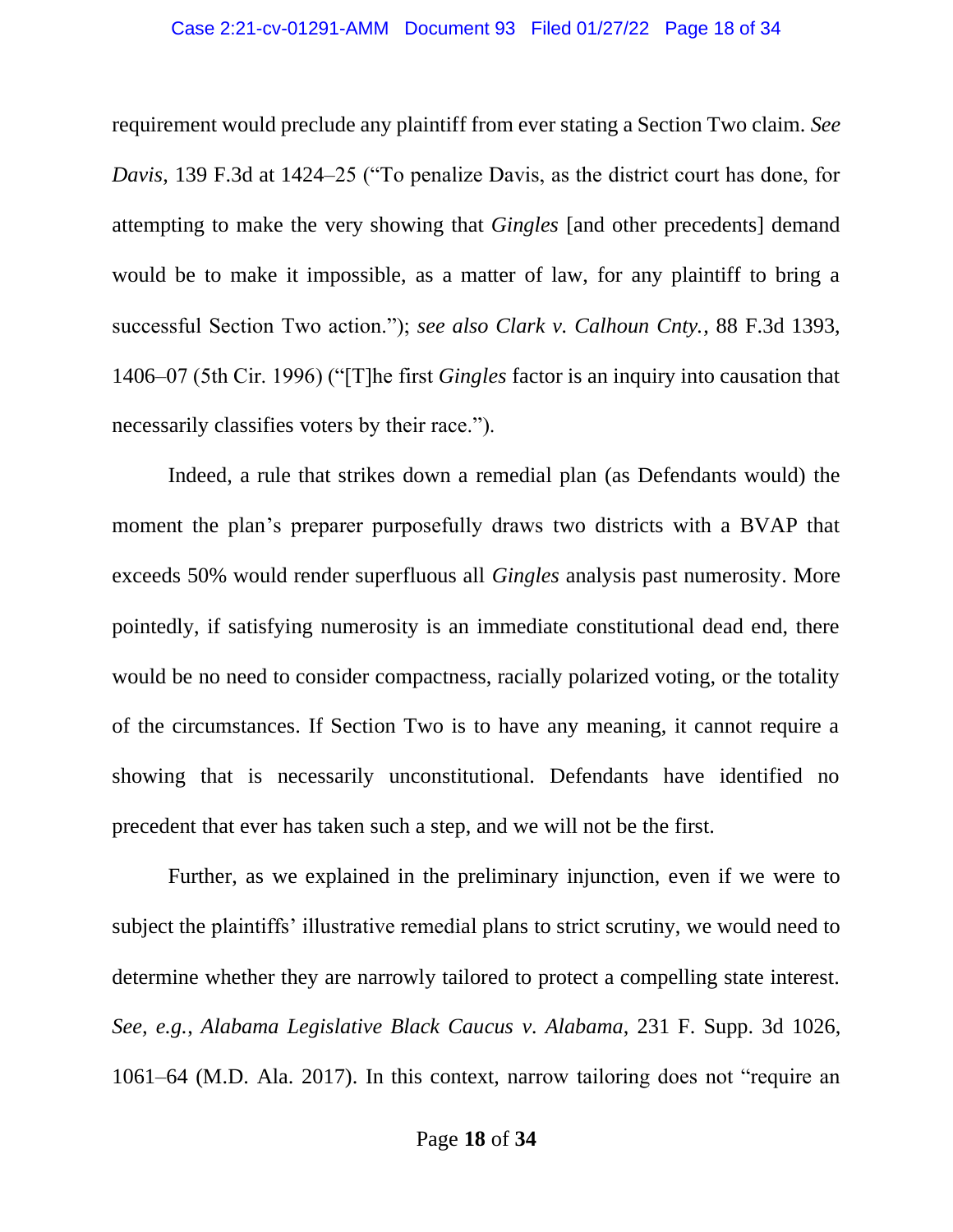requirement would preclude any plaintiff from ever stating a Section Two claim. *See Davis*, 139 F.3d at 1424–25 ("To penalize Davis, as the district court has done, for attempting to make the very showing that *Gingles* [and other precedents] demand would be to make it impossible, as a matter of law, for any plaintiff to bring a successful Section Two action."); *see also Clark v. Calhoun Cnty.*, 88 F.3d 1393, 1406–07 (5th Cir. 1996) ("[T]he first *Gingles* factor is an inquiry into causation that necessarily classifies voters by their race.").

Indeed, a rule that strikes down a remedial plan (as Defendants would) the moment the plan's preparer purposefully draws two districts with a BVAP that exceeds 50% would render superfluous all *Gingles* analysis past numerosity. More pointedly, if satisfying numerosity is an immediate constitutional dead end, there would be no need to consider compactness, racially polarized voting, or the totality of the circumstances. If Section Two is to have any meaning, it cannot require a showing that is necessarily unconstitutional. Defendants have identified no precedent that ever has taken such a step, and we will not be the first.

Further, as we explained in the preliminary injunction, even if we were to subject the plaintiffs' illustrative remedial plans to strict scrutiny, we would need to determine whether they are narrowly tailored to protect a compelling state interest. *See, e.g.*, *Alabama Legislative Black Caucus v. Alabama*, 231 F. Supp. 3d 1026, 1061–64 (M.D. Ala. 2017). In this context, narrow tailoring does not "require an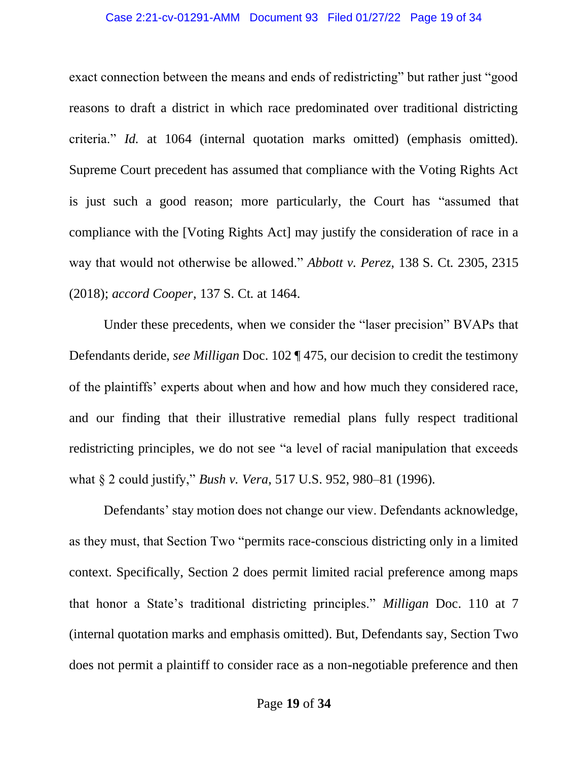exact connection between the means and ends of redistricting" but rather just "good reasons to draft a district in which race predominated over traditional districting criteria." *Id.* at 1064 (internal quotation marks omitted) (emphasis omitted). Supreme Court precedent has assumed that compliance with the Voting Rights Act is just such a good reason; more particularly, the Court has "assumed that compliance with the [Voting Rights Act] may justify the consideration of race in a way that would not otherwise be allowed." *Abbott v. Perez*, 138 S. Ct. 2305, 2315 (2018); *accord Cooper*, 137 S. Ct. at 1464.

Under these precedents, when we consider the "laser precision" BVAPs that Defendants deride, *see Milligan* Doc. 102 ¶ 475, our decision to credit the testimony of the plaintiffs' experts about when and how and how much they considered race, and our finding that their illustrative remedial plans fully respect traditional redistricting principles, we do not see "a level of racial manipulation that exceeds what § 2 could justify," *Bush v. Vera*, 517 U.S. 952, 980–81 (1996).

Defendants' stay motion does not change our view. Defendants acknowledge, as they must, that Section Two "permits race-conscious districting only in a limited context. Specifically, Section 2 does permit limited racial preference among maps that honor a State's traditional districting principles." *Milligan* Doc. 110 at 7 (internal quotation marks and emphasis omitted). But, Defendants say, Section Two does not permit a plaintiff to consider race as a non-negotiable preference and then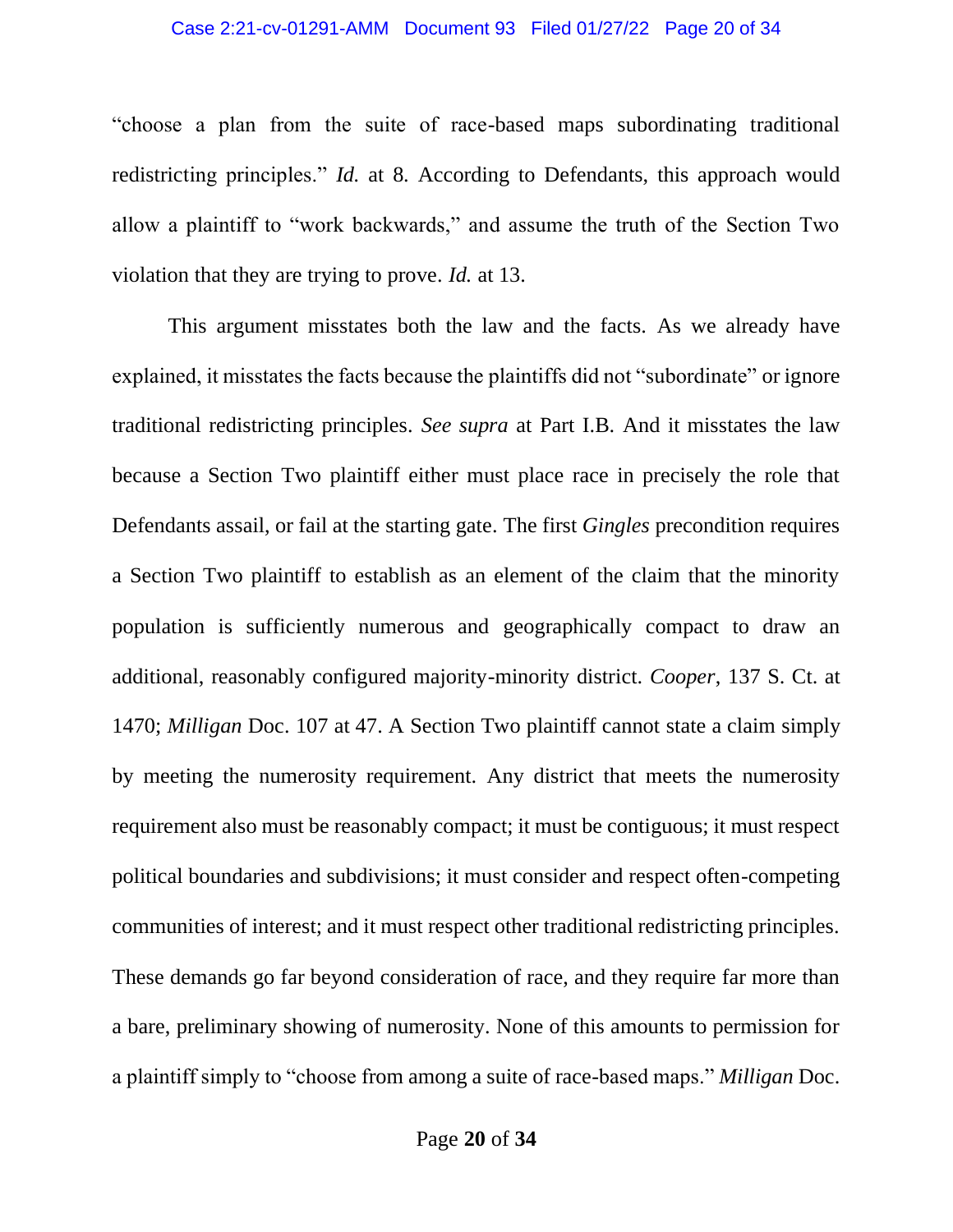"choose a plan from the suite of race-based maps subordinating traditional redistricting principles." *Id.* at 8. According to Defendants, this approach would allow a plaintiff to "work backwards," and assume the truth of the Section Two violation that they are trying to prove. *Id.* at 13.

This argument misstates both the law and the facts. As we already have explained, it misstates the facts because the plaintiffs did not "subordinate" or ignore traditional redistricting principles. *See supra* at Part I.B. And it misstates the law because a Section Two plaintiff either must place race in precisely the role that Defendants assail, or fail at the starting gate. The first *Gingles* precondition requires a Section Two plaintiff to establish as an element of the claim that the minority population is sufficiently numerous and geographically compact to draw an additional, reasonably configured majority-minority district. *Cooper*, 137 S. Ct. at 1470; *Milligan* Doc. 107 at 47. A Section Two plaintiff cannot state a claim simply by meeting the numerosity requirement. Any district that meets the numerosity requirement also must be reasonably compact; it must be contiguous; it must respect political boundaries and subdivisions; it must consider and respect often-competing communities of interest; and it must respect other traditional redistricting principles. These demands go far beyond consideration of race, and they require far more than a bare, preliminary showing of numerosity. None of this amounts to permission for a plaintiff simply to "choose from among a suite of race-based maps." *Milligan* Doc.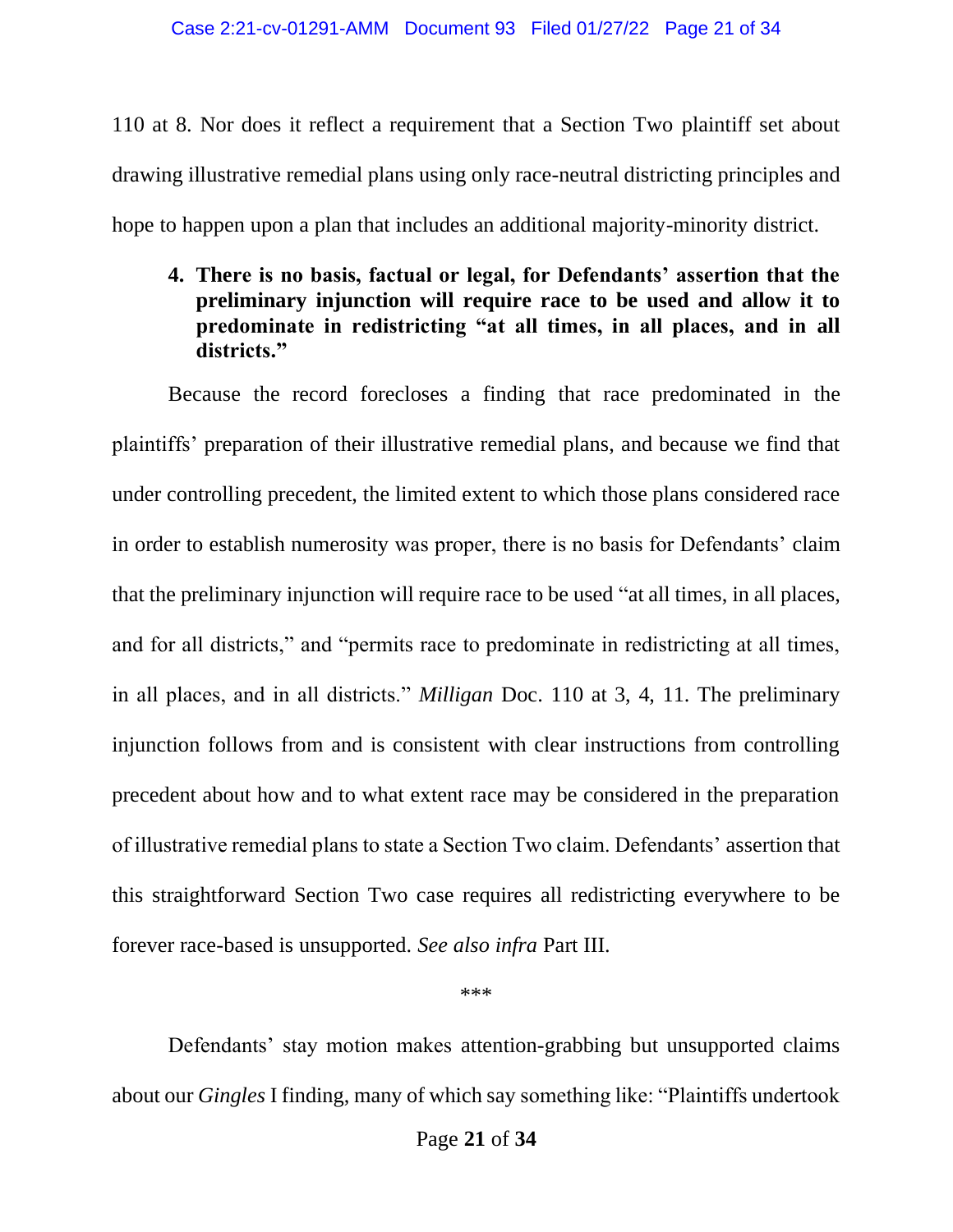110 at 8. Nor does it reflect a requirement that a Section Two plaintiff set about drawing illustrative remedial plans using only race-neutral districting principles and hope to happen upon a plan that includes an additional majority-minority district.

#### 4. There is no basis, factual or legal, for Defendants' assertion that the preliminary injunction will require race to be used and allow it to predominate in redistricting "at all times, in all places, and in all districts."

Because the record forecloses a finding that race predominated in the plaintiffs' preparation of their illustrative remedial plans, and because we find that under controlling precedent, the limited extent to which those plans considered race in order to establish numerosity was proper, there is no basis for Defendants' claim that the preliminary injunction will require race to be used "at all times, in all places, and for all districts," and "permits race to predominate in redistricting at all times, in all places, and in all districts." *Milligan* Doc. 110 at 3, 4, 11. The preliminary injunction follows from and is consistent with clear instructions from controlling precedent about how and to what extent race may be considered in the preparation of illustrative remedial plans to state a Section Two claim. Defendants' assertion that this straightforward Section Two case requires all redistricting everywhere to be forever race-based is unsupported. *See also infra* Part III.

\*\*\*

Defendants' stay motion makes attention-grabbing but unsupported claims about our *Gingles* I finding, many of which say something like: "Plaintiffs undertook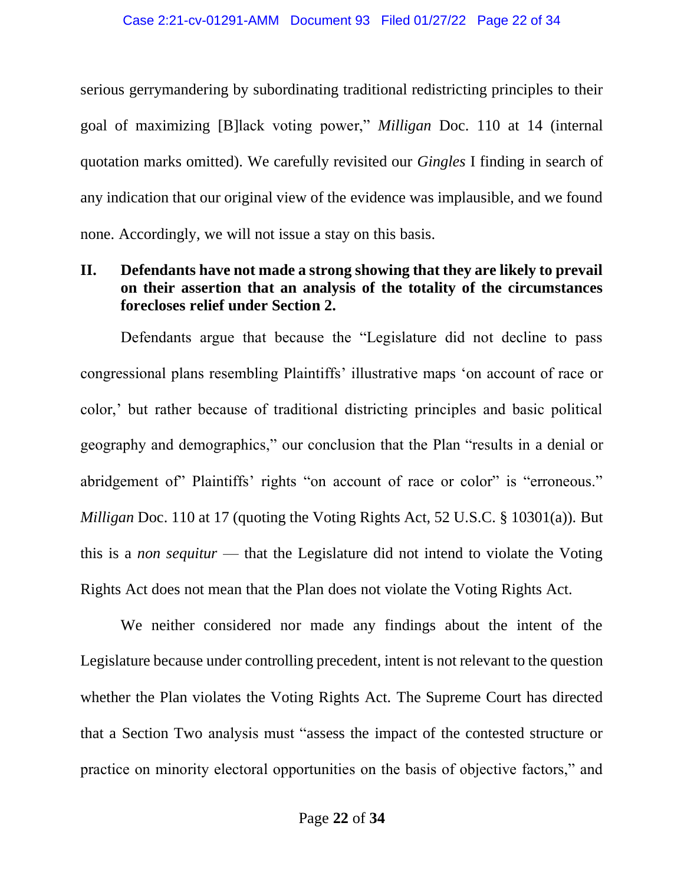serious gerrymandering by subordinating traditional redistricting principles to their goal of maximizing [B]lack voting power," *Milligan* Doc. 110 at 14 (internal quotation marks omitted). We carefully revisited our *Gingles* I finding in search of any indication that our original view of the evidence was implausible, and we found none. Accordingly, we will not issue a stay on this basis.

## II. Defendants have not made a strong showing that they are likely to prevail on their assertion that an analysis of the totality of the circumstances forecloses relief under Section 2.

Defendants argue that because the "Legislature did not decline to pass congressional plans resembling Plaintiffs' illustrative maps 'on account of race or color,' but rather because of traditional districting principles and basic political geography and demographics," our conclusion that the Plan "results in a denial or abridgement of" Plaintiffs' rights "on account of race or color" is "erroneous." *Milligan* Doc. 110 at 17 (quoting the Voting Rights Act, 52 U.S.C. § 10301(a)). But this is a *non sequitur* — that the Legislature did not intend to violate the Voting Rights Act does not mean that the Plan does not violate the Voting Rights Act.

We neither considered nor made any findings about the intent of the Legislature because under controlling precedent, intent is not relevant to the question whether the Plan violates the Voting Rights Act. The Supreme Court has directed that a Section Two analysis must "assess the impact of the contested structure or practice on minority electoral opportunities on the basis of objective factors," and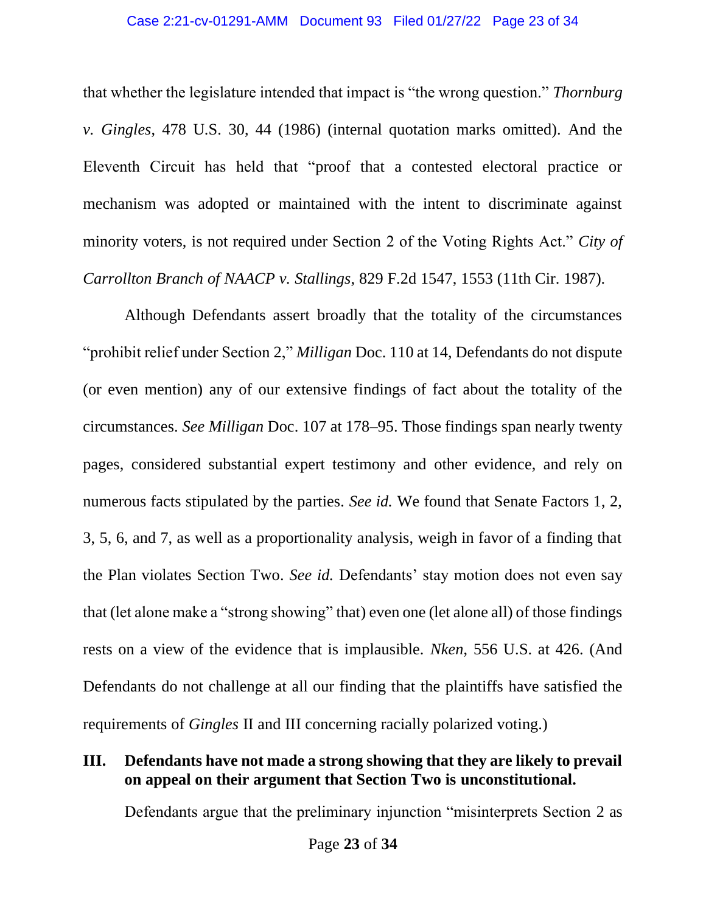that whether the legislature intended that impact is "the wrong question." *Thornburg v. Gingles*, 478 U.S. 30, 44 (1986) (internal quotation marks omitted). And the Eleventh Circuit has held that "proof that a contested electoral practice or mechanism was adopted or maintained with the intent to discriminate against minority voters, is not required under Section 2 of the Voting Rights Act." *City of Carrollton Branch of NAACP v. Stallings*, 829 F.2d 1547, 1553 (11th Cir. 1987).

Although Defendants assert broadly that the totality of the circumstances "prohibit relief under Section 2," *Milligan* Doc. 110 at 14, Defendants do not dispute (or even mention) any of our extensive findings of fact about the totality of the circumstances. *See Milligan* Doc. 107 at 178–95. Those findings span nearly twenty pages, considered substantial expert testimony and other evidence, and rely on numerous facts stipulated by the parties. *See id.* We found that Senate Factors 1, 2, 3, 5, 6, and 7, as well as a proportionality analysis, weigh in favor of a finding that the Plan violates Section Two. *See id.* Defendants' stay motion does not even say that (let alone make a "strong showing" that) even one (let alone all) of those findings rests on a view of the evidence that is implausible. *Nken*, 556 U.S. at 426. (And Defendants do not challenge at all our finding that the plaintiffs have satisfied the requirements of *Gingles* II and III concerning racially polarized voting.)

## III. Defendants have not made a strong showing that they are likely to prevail on appeal on their argument that Section Two is unconstitutional.

Defendants argue that the preliminary injunction "misinterprets Section 2 as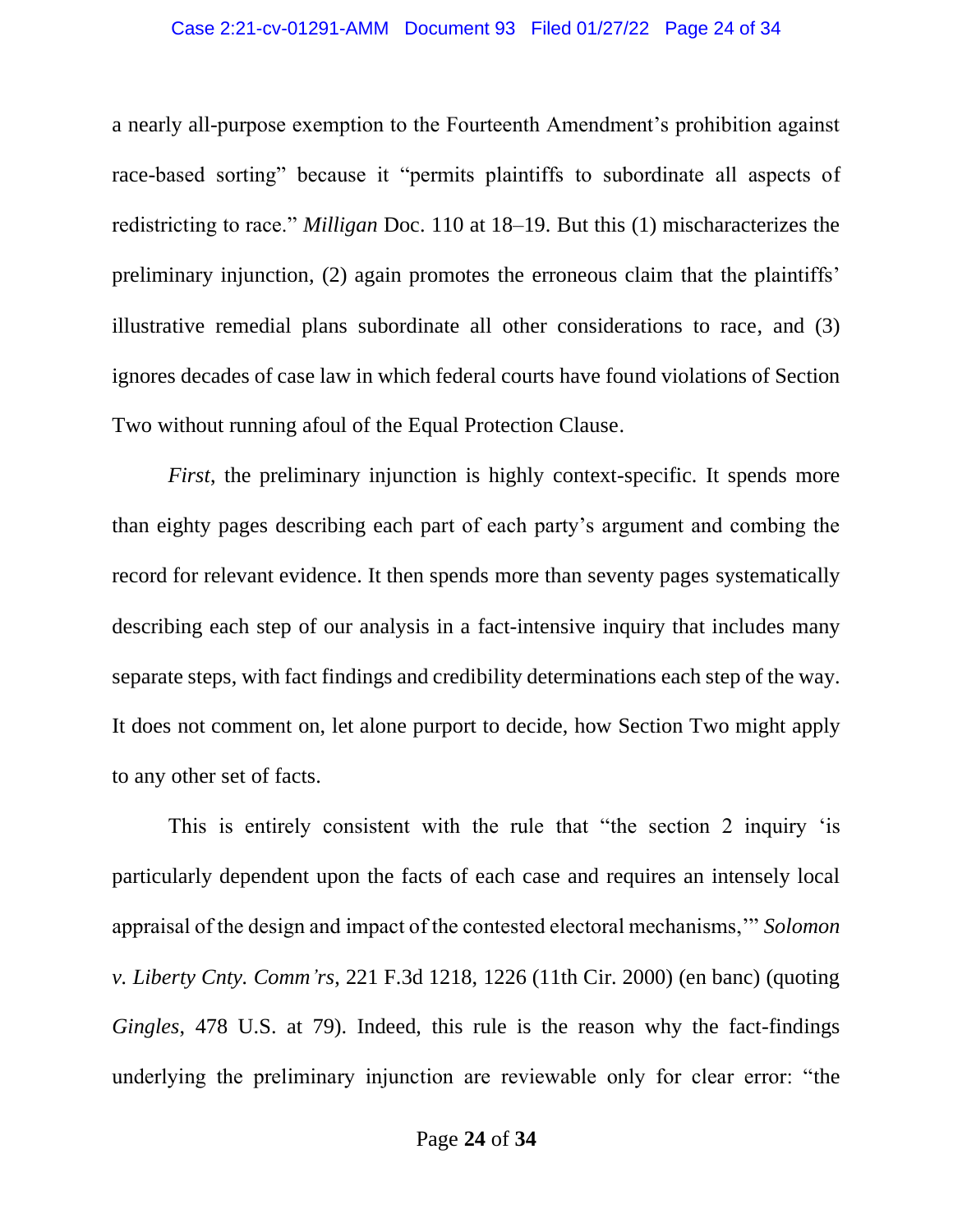a nearly all-purpose exemption to the Fourteenth Amendment's prohibition against race-based sorting" because it "permits plaintiffs to subordinate all aspects of redistricting to race." *Milligan* Doc. 110 at 18–19. But this (1) mischaracterizes the preliminary injunction, (2) again promotes the erroneous claim that the plaintiffs' illustrative remedial plans subordinate all other considerations to race, and (3) ignores decades of case law in which federal courts have found violations of Section Two without running afoul of the Equal Protection Clause.

*First*, the preliminary injunction is highly context-specific. It spends more than eighty pages describing each part of each party's argument and combing the record for relevant evidence. It then spends more than seventy pages systematically describing each step of our analysis in a fact-intensive inquiry that includes many separate steps, with fact findings and credibility determinations each step of the way. It does not comment on, let alone purport to decide, how Section Two might apply to any other set of facts.

This is entirely consistent with the rule that "the section 2 inquiry 'is particularly dependent upon the facts of each case and requires an intensely local appraisal of the design and impact of the contested electoral mechanisms,'" *Solomon v. Liberty Cnty. Comm'rs*, 221 F.3d 1218, 1226 (11th Cir. 2000) (en banc) (quoting *Gingles*, 478 U.S. at 79). Indeed, this rule is the reason why the fact-findings underlying the preliminary injunction are reviewable only for clear error: "the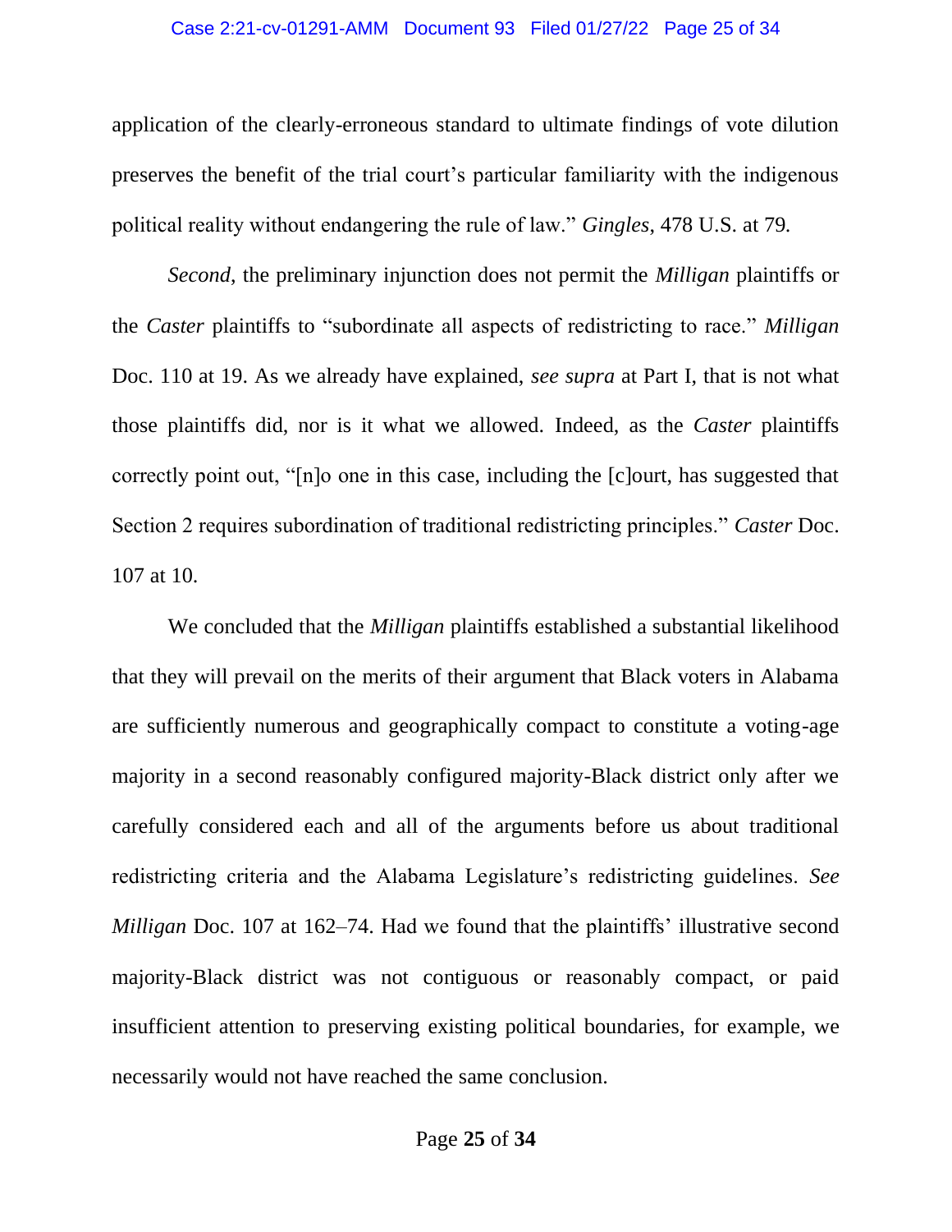application of the clearly-erroneous standard to ultimate findings of vote dilution preserves the benefit of the trial court's particular familiarity with the indigenous political reality without endangering the rule of law." *Gingles*, 478 U.S. at 79.

*Second*, the preliminary injunction does not permit the *Milligan* plaintiffs or the *Caster* plaintiffs to "subordinate all aspects of redistricting to race." *Milligan* Doc. 110 at 19. As we already have explained, *see supra* at Part I, that is not what those plaintiffs did, nor is it what we allowed. Indeed, as the *Caster* plaintiffs correctly point out, "[n]o one in this case, including the [c]ourt, has suggested that Section 2 requires subordination of traditional redistricting principles." *Caster* Doc. 107 at 10.

We concluded that the *Milligan* plaintiffs established a substantial likelihood that they will prevail on the merits of their argument that Black voters in Alabama are sufficiently numerous and geographically compact to constitute a voting-age majority in a second reasonably configured majority-Black district only after we carefully considered each and all of the arguments before us about traditional redistricting criteria and the Alabama Legislature's redistricting guidelines. *See Milligan* Doc. 107 at 162–74. Had we found that the plaintiffs' illustrative second majority-Black district was not contiguous or reasonably compact, or paid insufficient attention to preserving existing political boundaries, for example, we necessarily would not have reached the same conclusion.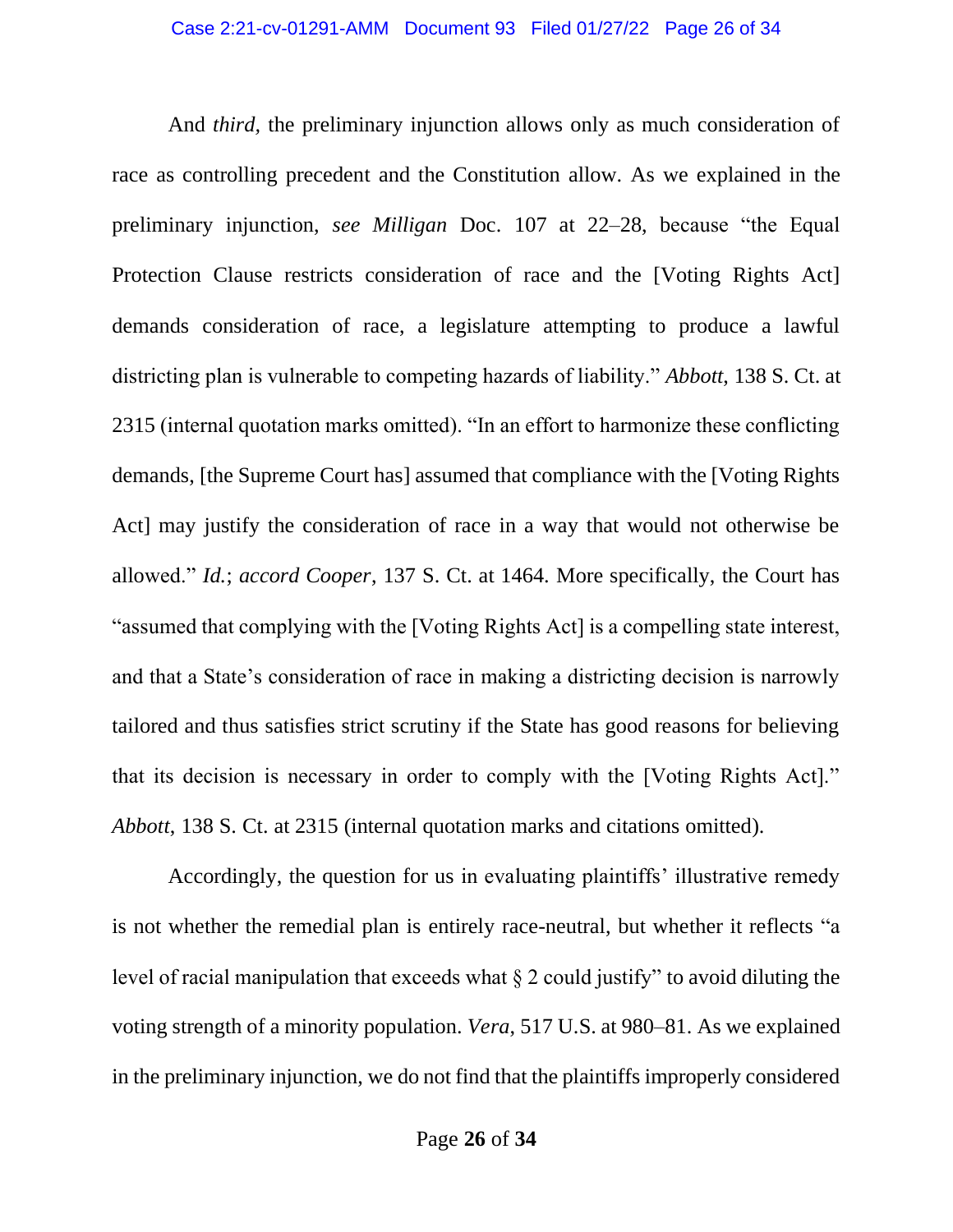And *third*, the preliminary injunction allows only as much consideration of race as controlling precedent and the Constitution allow. As we explained in the preliminary injunction, *see Milligan* Doc. 107 at 22–28, because "the Equal Protection Clause restricts consideration of race and the [Voting Rights Act] demands consideration of race, a legislature attempting to produce a lawful districting plan is vulnerable to competing hazards of liability." *Abbott*, 138 S. Ct. at 2315 (internal quotation marks omitted). "In an effort to harmonize these conflicting demands, [the Supreme Court has] assumed that compliance with the [Voting Rights Act] may justify the consideration of race in a way that would not otherwise be allowed." *Id.*; *accord Cooper*, 137 S. Ct. at 1464. More specifically, the Court has "assumed that complying with the [Voting Rights Act] is a compelling state interest, and that a State's consideration of race in making a districting decision is narrowly tailored and thus satisfies strict scrutiny if the State has good reasons for believing that its decision is necessary in order to comply with the [Voting Rights Act]." *Abbott*, 138 S. Ct. at 2315 (internal quotation marks and citations omitted).

Accordingly, the question for us in evaluating plaintiffs' illustrative remedy is not whether the remedial plan is entirely race-neutral, but whether it reflects "a level of racial manipulation that exceeds what § 2 could justify" to avoid diluting the voting strength of a minority population. *Vera*, 517 U.S. at 980–81. As we explained in the preliminary injunction, we do not find that the plaintiffs improperly considered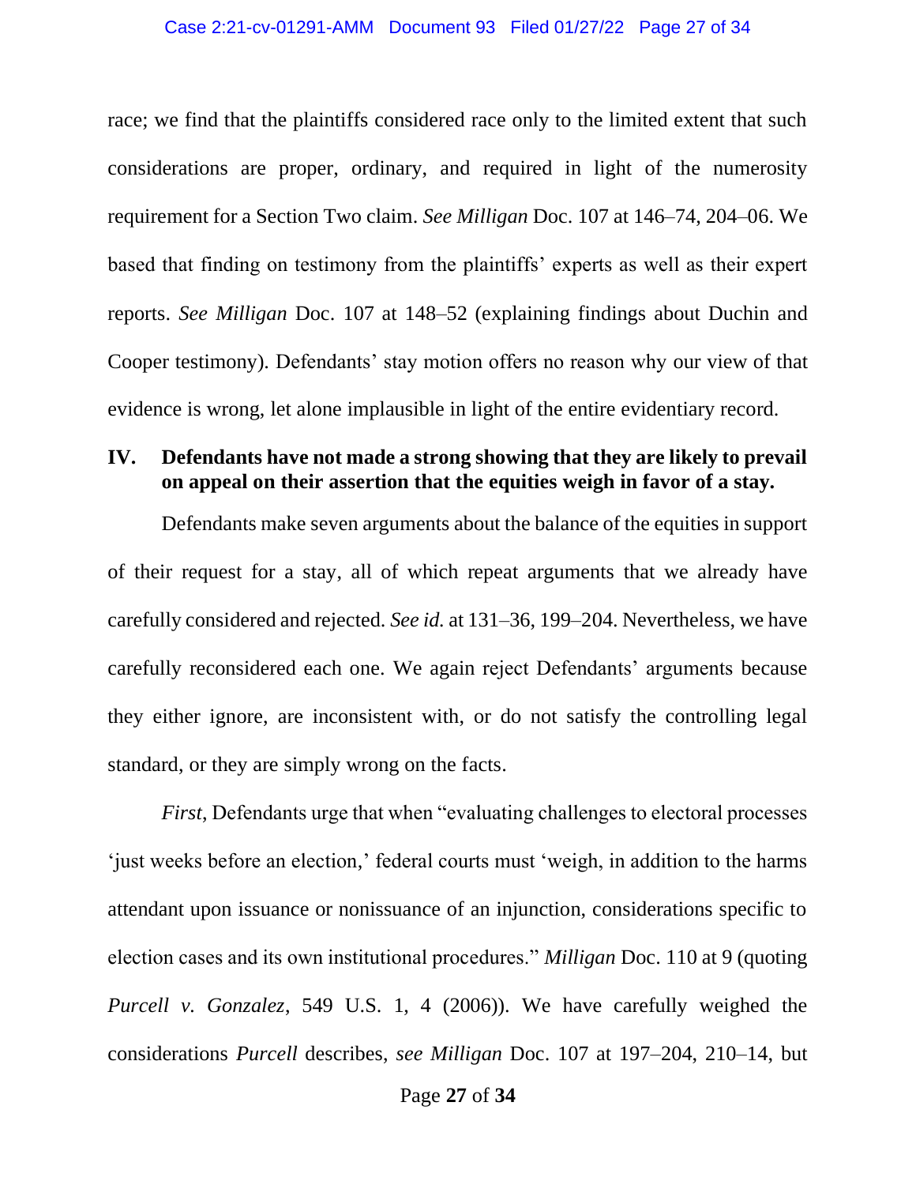race; we find that the plaintiffs considered race only to the limited extent that such considerations are proper, ordinary, and required in light of the numerosity requirement for a Section Two claim. *See Milligan* Doc. 107 at 146–74, 204–06. We based that finding on testimony from the plaintiffs' experts as well as their expert reports. *See Milligan* Doc. 107 at 148–52 (explaining findings about Duchin and Cooper testimony). Defendants' stay motion offers no reason why our view of that evidence is wrong, let alone implausible in light of the entire evidentiary record.

## IV. Defendants have not made a strong showing that they are likely to prevail on appeal on their assertion that the equities weigh in favor of a stay.

Defendants make seven arguments about the balance of the equities in support of their request for a stay, all of which repeat arguments that we already have carefully considered and rejected. *See id.* at 131–36, 199–204. Nevertheless, we have carefully reconsidered each one. We again reject Defendants' arguments because they either ignore, are inconsistent with, or do not satisfy the controlling legal standard, or they are simply wrong on the facts.

*First*, Defendants urge that when "evaluating challenges to electoral processes 'just weeks before an election,' federal courts must 'weigh, in addition to the harms attendant upon issuance or nonissuance of an injunction, considerations specific to election cases and its own institutional procedures." *Milligan* Doc. 110 at 9 (quoting *Purcell v. Gonzalez*, 549 U.S. 1, 4 (2006)). We have carefully weighed the considerations *Purcell* describes, *see Milligan* Doc. 107 at 197–204, 210–14, but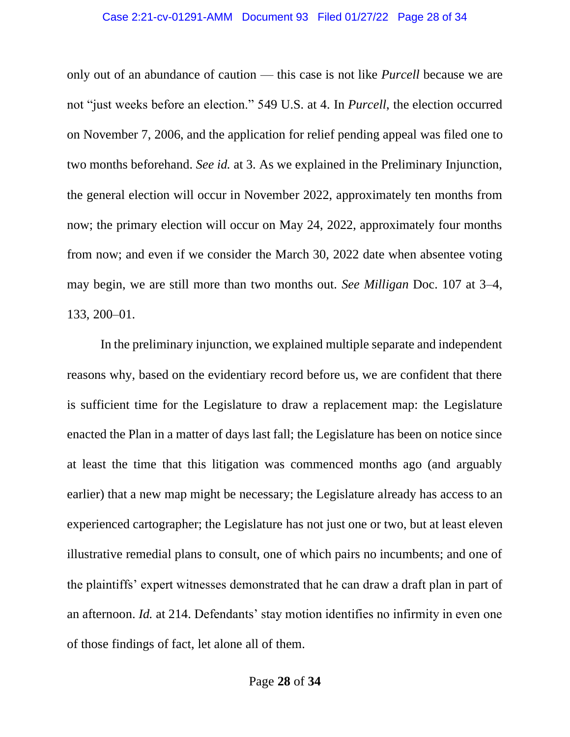only out of an abundance of caution — this case is not like *Purcell* because we are not "just weeks before an election." 549 U.S. at 4. In *Purcell*, the election occurred on November 7, 2006, and the application for relief pending appeal was filed one to two months beforehand. *See id.* at 3. As we explained in the Preliminary Injunction, the general election will occur in November 2022, approximately ten months from now; the primary election will occur on May 24, 2022, approximately four months from now; and even if we consider the March 30, 2022 date when absentee voting may begin, we are still more than two months out. *See Milligan* Doc. 107 at 3–4, 133, 200–01.

In the preliminary injunction, we explained multiple separate and independent reasons why, based on the evidentiary record before us, we are confident that there is sufficient time for the Legislature to draw a replacement map: the Legislature enacted the Plan in a matter of days last fall; the Legislature has been on notice since at least the time that this litigation was commenced months ago (and arguably earlier) that a new map might be necessary; the Legislature already has access to an experienced cartographer; the Legislature has not just one or two, but at least eleven illustrative remedial plans to consult, one of which pairs no incumbents; and one of the plaintiffs' expert witnesses demonstrated that he can draw a draft plan in part of an afternoon. *Id.* at 214. Defendants' stay motion identifies no infirmity in even one of those findings of fact, let alone all of them.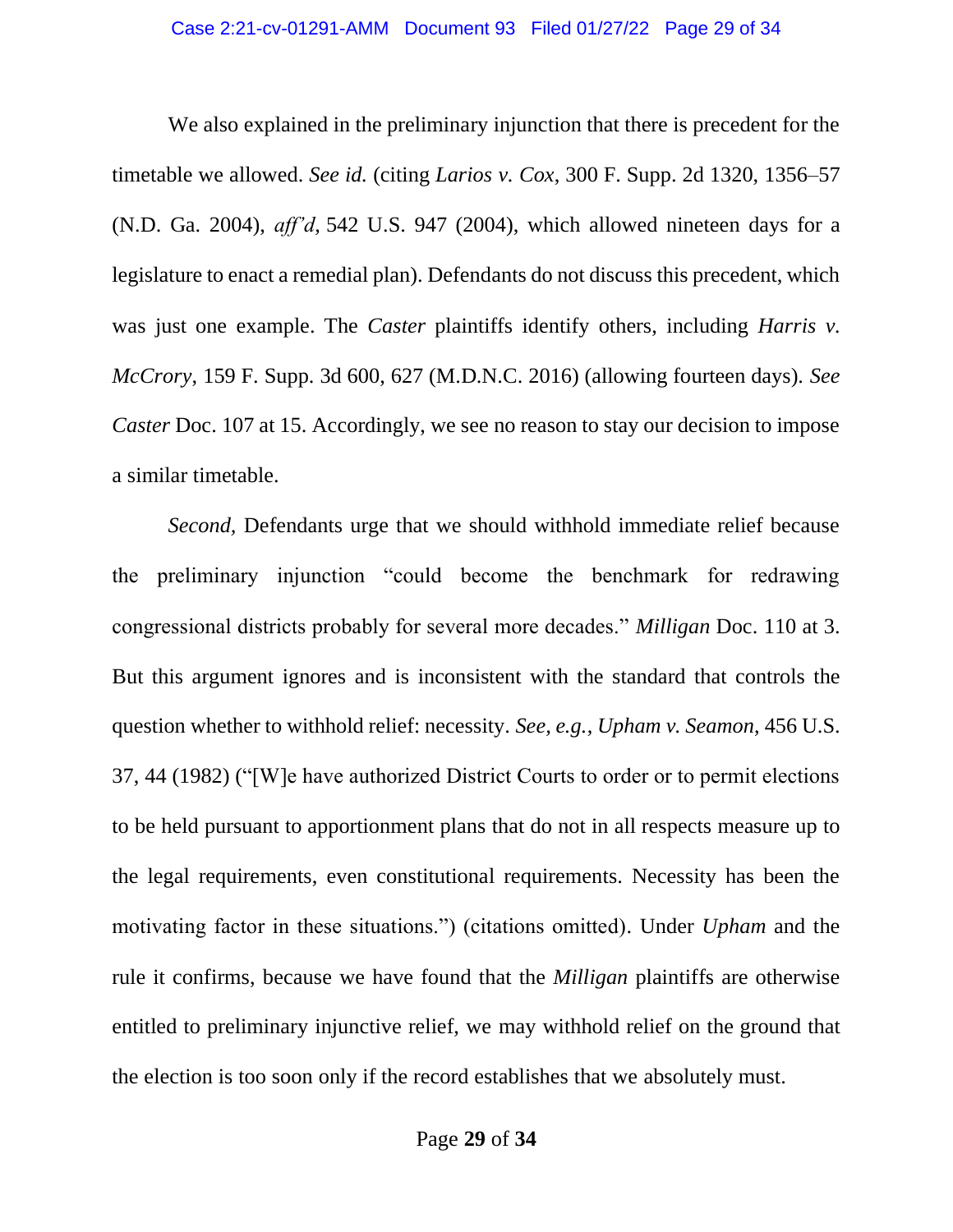We also explained in the preliminary injunction that there is precedent for the timetable we allowed. *See id.* (citing *Larios v. Cox*, 300 F. Supp. 2d 1320, 1356–57 (N.D. Ga. 2004), *aff'd*, 542 U.S. 947 (2004), which allowed nineteen days for a legislature to enact a remedial plan). Defendants do not discuss this precedent, which was just one example. The *Caster* plaintiffs identify others, including *Harris v. McCrory*, 159 F. Supp. 3d 600, 627 (M.D.N.C. 2016) (allowing fourteen days). *See Caster* Doc. 107 at 15. Accordingly, we see no reason to stay our decision to impose a similar timetable.

*Second*, Defendants urge that we should withhold immediate relief because the preliminary injunction "could become the benchmark for redrawing congressional districts probably for several more decades." *Milligan* Doc. 110 at 3. But this argument ignores and is inconsistent with the standard that controls the question whether to withhold relief: necessity. *See, e.g.*, *Upham v. Seamon*, 456 U.S. 37, 44 (1982) ("[W]e have authorized District Courts to order or to permit elections to be held pursuant to apportionment plans that do not in all respects measure up to the legal requirements, even constitutional requirements. Necessity has been the motivating factor in these situations.") (citations omitted). Under *Upham* and the rule it confirms, because we have found that the *Milligan* plaintiffs are otherwise entitled to preliminary injunctive relief, we may withhold relief on the ground that the election is too soon only if the record establishes that we absolutely must.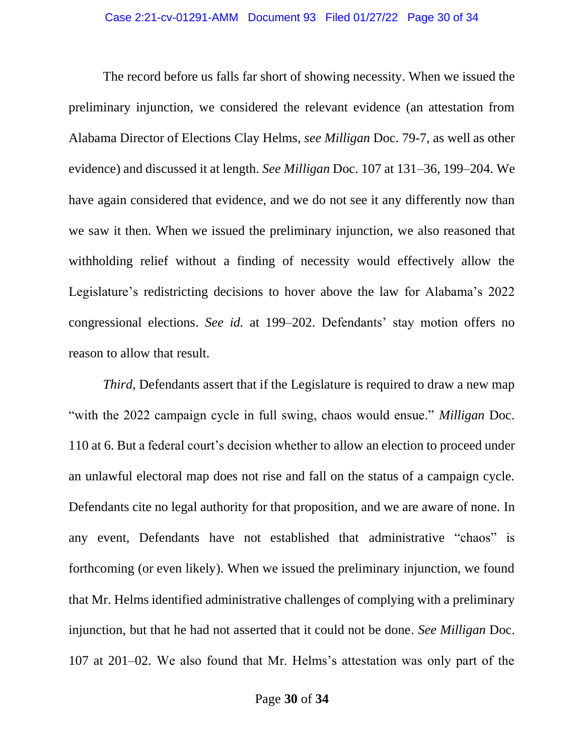The record before us falls far short of showing necessity. When we issued the preliminary injunction, we considered the relevant evidence (an attestation from Alabama Director of Elections Clay Helms, *see Milligan* Doc. 79-7, as well as other evidence) and discussed it at length. *See Milligan* Doc. 107 at 131–36, 199–204. We have again considered that evidence, and we do not see it any differently now than we saw it then. When we issued the preliminary injunction, we also reasoned that withholding relief without a finding of necessity would effectively allow the Legislature's redistricting decisions to hover above the law for Alabama's 2022 congressional elections. *See id.* at 199–202. Defendants' stay motion offers no reason to allow that result.

*Third*, Defendants assert that if the Legislature is required to draw a new map "with the 2022 campaign cycle in full swing, chaos would ensue." *Milligan* Doc. 110 at 6. But a federal court's decision whether to allow an election to proceed under an unlawful electoral map does not rise and fall on the status of a campaign cycle. Defendants cite no legal authority for that proposition, and we are aware of none. In any event, Defendants have not established that administrative "chaos" is forthcoming (or even likely). When we issued the preliminary injunction, we found that Mr. Helms identified administrative challenges of complying with a preliminary injunction, but that he had not asserted that it could not be done. *See Milligan* Doc. 107 at 201–02. We also found that Mr. Helms's attestation was only part of the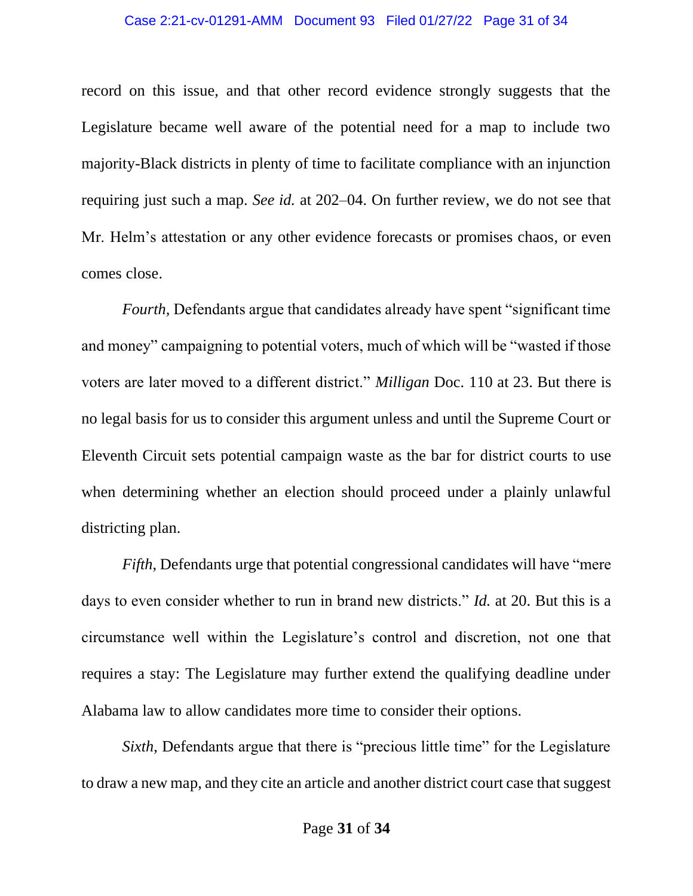record on this issue, and that other record evidence strongly suggests that the Legislature became well aware of the potential need for a map to include two majority-Black districts in plenty of time to facilitate compliance with an injunction requiring just such a map. *See id.* at 202–04. On further review, we do not see that Mr. Helm's attestation or any other evidence forecasts or promises chaos, or even comes close.

*Fourth*, Defendants argue that candidates already have spent "significant time and money" campaigning to potential voters, much of which will be "wasted if those voters are later moved to a different district." *Milligan* Doc. 110 at 23. But there is no legal basis for us to consider this argument unless and until the Supreme Court or Eleventh Circuit sets potential campaign waste as the bar for district courts to use when determining whether an election should proceed under a plainly unlawful districting plan.

*Fifth*, Defendants urge that potential congressional candidates will have "mere days to even consider whether to run in brand new districts." *Id.* at 20. But this is a circumstance well within the Legislature's control and discretion, not one that requires a stay: The Legislature may further extend the qualifying deadline under Alabama law to allow candidates more time to consider their options.

*Sixth*, Defendants argue that there is "precious little time" for the Legislature to draw a new map, and they cite an article and another district court case that suggest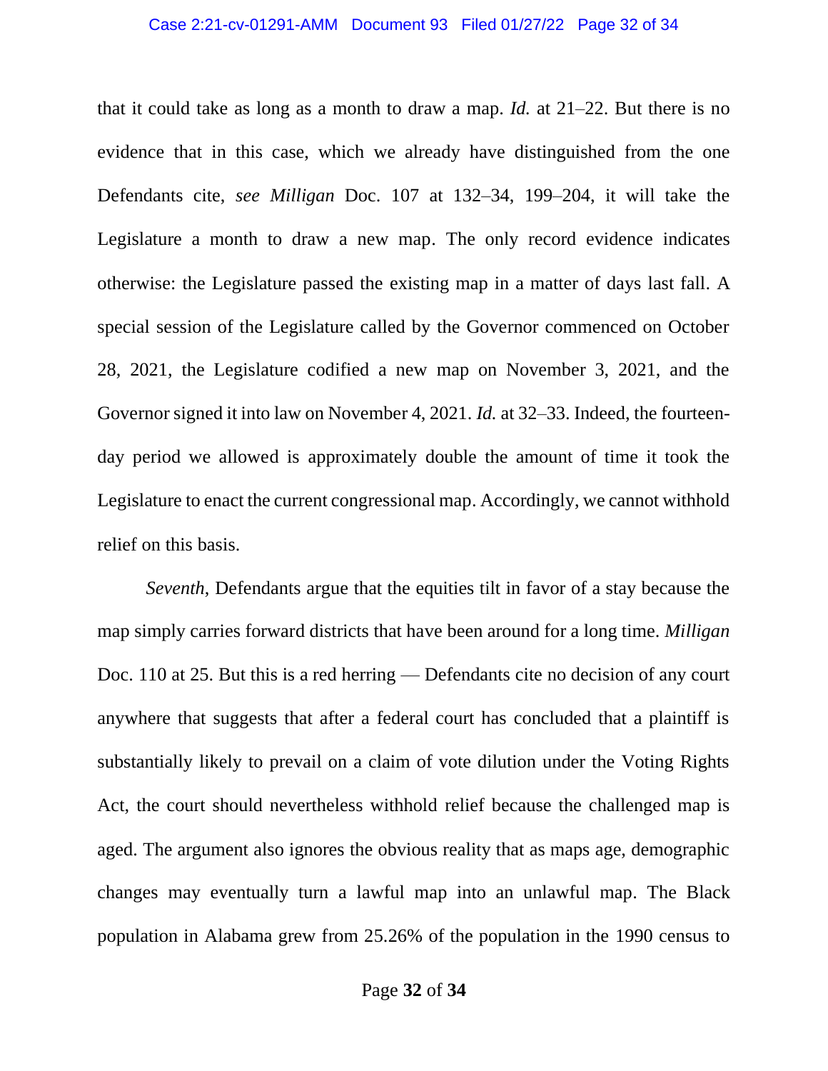that it could take as long as a month to draw a map. *Id.* at 21–22. But there is no evidence that in this case, which we already have distinguished from the one Defendants cite, *see Milligan* Doc. 107 at 132–34, 199–204, it will take the Legislature a month to draw a new map. The only record evidence indicates otherwise: the Legislature passed the existing map in a matter of days last fall. A special session of the Legislature called by the Governor commenced on October 28, 2021, the Legislature codified a new map on November 3, 2021, and the Governor signed it into law on November 4, 2021. *Id.* at 32–33. Indeed, the fourteen-day period we allowed is approximately double the amount of time it took the Legislature to enact the current congressional map. Accordingly, we cannot withhold relief on this basis.

*Seventh*, Defendants argue that the equities tilt in favor of a stay because the map simply carries forward districts that have been around for a long time. *Milligan* Doc. 110 at 25. But this is a red herring — Defendants cite no decision of any court anywhere that suggests that after a federal court has concluded that a plaintiff is substantially likely to prevail on a claim of vote dilution under the Voting Rights Act, the court should nevertheless withhold relief because the challenged map is aged. The argument also ignores the obvious reality that as maps age, demographic changes may eventually turn a lawful map into an unlawful map. The Black population in Alabama grew from 25.26% of the population in the 1990 census to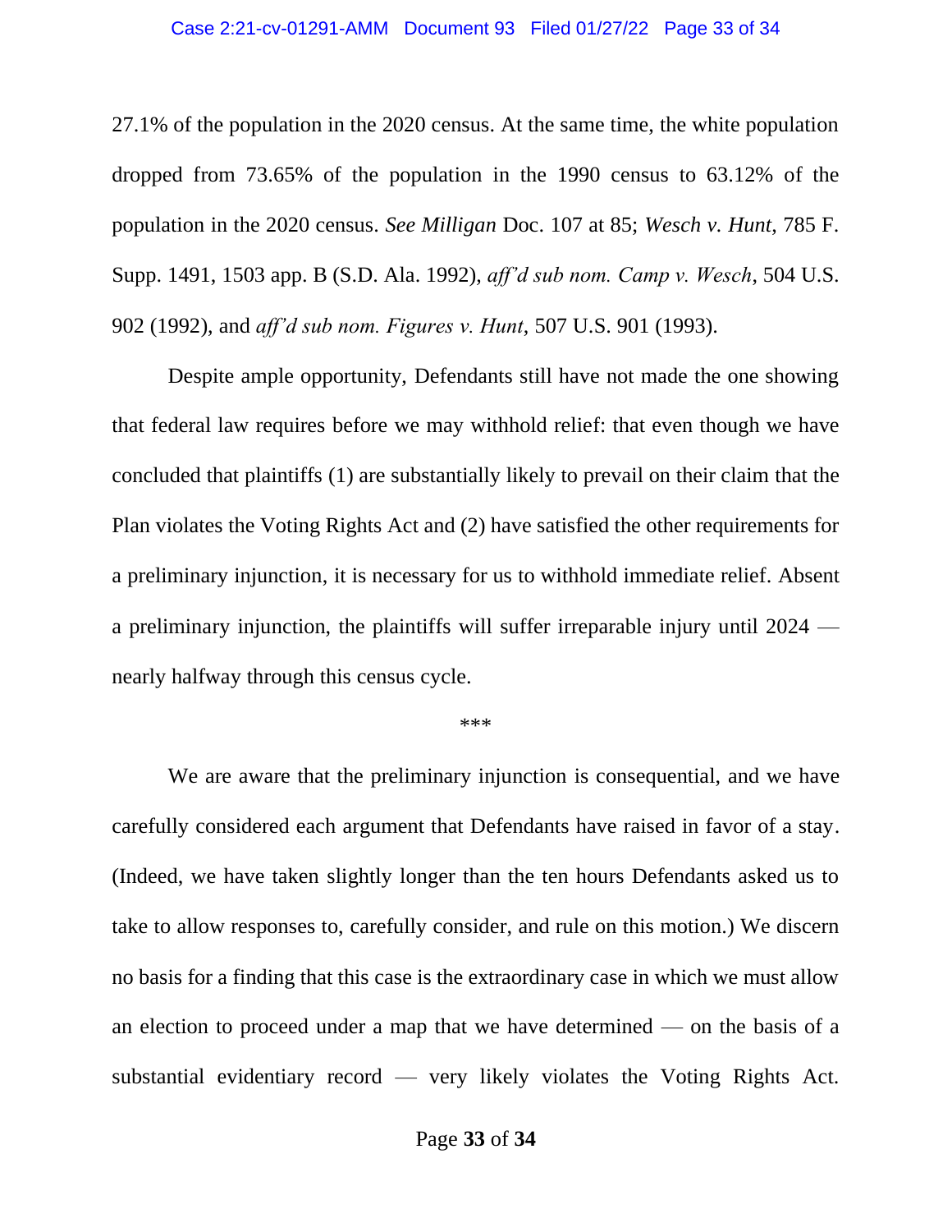27.1% of the population in the 2020 census. At the same time, the white population dropped from 73.65% of the population in the 1990 census to 63.12% of the population in the 2020 census. *See Milligan* Doc. 107 at 85; *Wesch v. Hunt*, 785 F. Supp. 1491, 1503 app. B (S.D. Ala. 1992), *aff'd sub nom. Camp v. Wesch*, 504 U.S. 902 (1992), and *aff'd sub nom. Figures v. Hunt*, 507 U.S. 901 (1993).

Despite ample opportunity, Defendants still have not made the one showing that federal law requires before we may withhold relief: that even though we have concluded that plaintiffs (1) are substantially likely to prevail on their claim that the Plan violates the Voting Rights Act and (2) have satisfied the other requirements for a preliminary injunction, it is necessary for us to withhold immediate relief. Absent a preliminary injunction, the plaintiffs will suffer irreparable injury until 2024 — nearly halfway through this census cycle.

\*\*\*

We are aware that the preliminary injunction is consequential, and we have carefully considered each argument that Defendants have raised in favor of a stay. (Indeed, we have taken slightly longer than the ten hours Defendants asked us to take to allow responses to, carefully consider, and rule on this motion.) We discern no basis for a finding that this case is the extraordinary case in which we must allow an election to proceed under a map that we have determined — on the basis of a substantial evidentiary record — very likely violates the Voting Rights Act.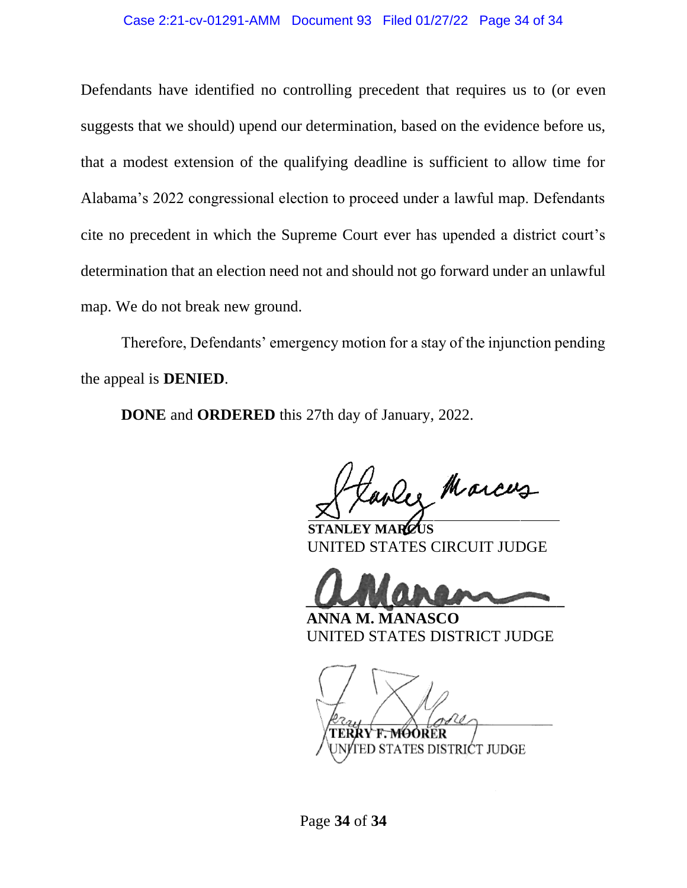Defendants have identified no controlling precedent that requires us to (or even suggests that we should) upend our determination, based on the evidence before us, that a modest extension of the qualifying deadline is sufficient to allow time for Alabama's 2022 congressional election to proceed under a lawful map. Defendants cite no precedent in which the Supreme Court ever has upended a district court's determination that an election need not and should not go forward under an unlawful map. We do not break new ground.

Therefore, Defendants' emergency motion for a stay of the injunction pending the appeal is **DENIED**.

**DONE** and **ORDERED** this 27th day of January, 2022.

**STANLEY MARCUS**
UNITED STATES CIRCUIT JUDGE

**ANNA M. MANASCO**
UNITED STATES DISTRICT JUDGE

**TERRY F. MOORER**
UNITED STATES DISTRICT JUDGE